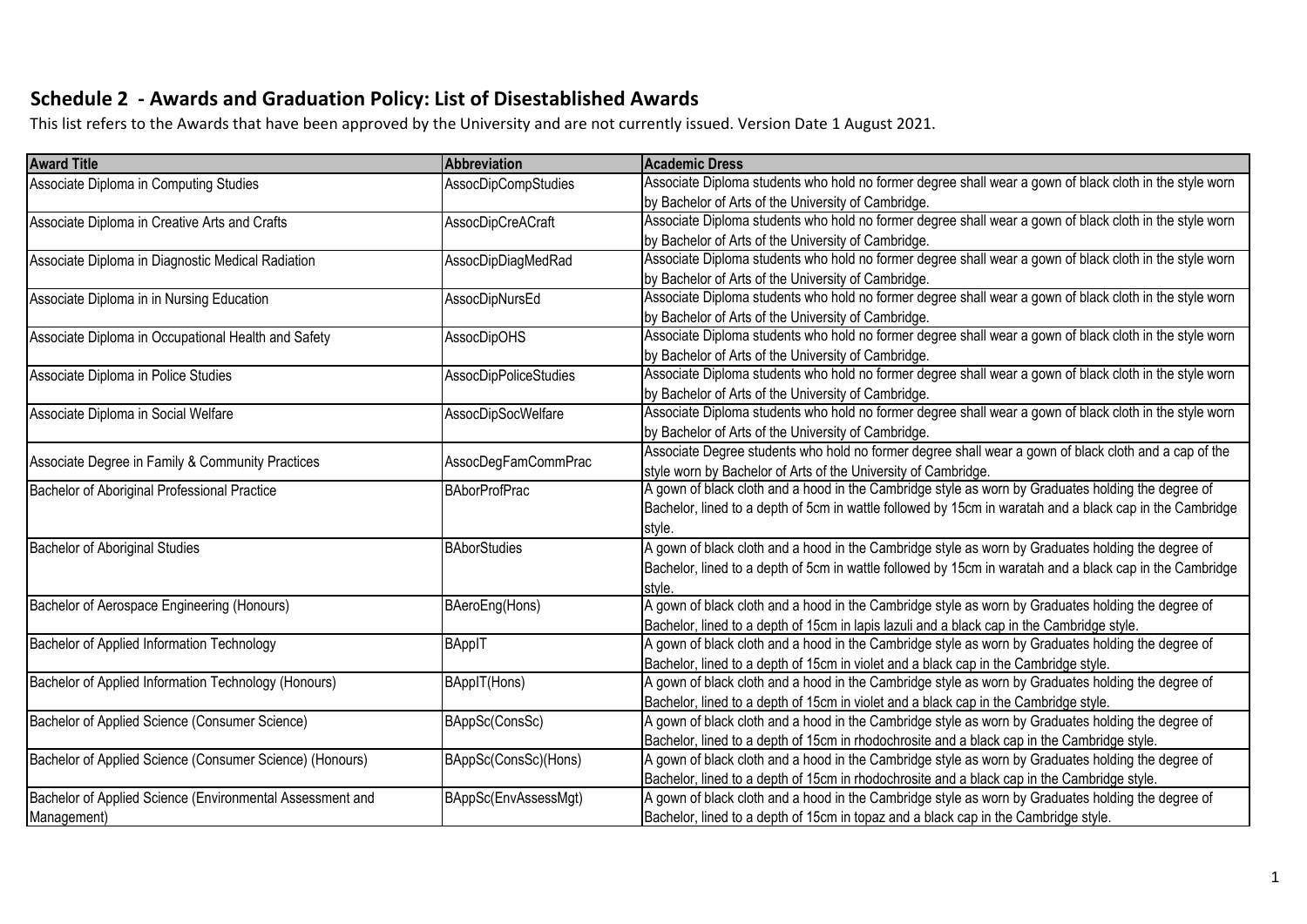## Schedule 2 - Awards and Graduation Policy: List of Disestablished Awards

This list refers to the Awards that have been approved by the University and are not currently issued. Version Date 1 August 2021.

| Award Title | Abbreviation | Academic Dress |
|---|---|---|
| Associate Diploma in Computing Studies | AssocDipCompStudies | Associate Diploma students who hold no former degree shall wear a gown of black cloth in the style worn by Bachelor of Arts of the University of Cambridge. |
| Associate Diploma in Creative Arts and Crafts | AssocDipCreACraft | Associate Diploma students who hold no former degree shall wear a gown of black cloth in the style worn by Bachelor of Arts of the University of Cambridge. |
| Associate Diploma in Diagnostic Medical Radiation | AssocDipDiagMedRad | Associate Diploma students who hold no former degree shall wear a gown of black cloth in the style worn by Bachelor of Arts of the University of Cambridge. |
| Associate Diploma in in Nursing Education | AssocDipNursEd | Associate Diploma students who hold no former degree shall wear a gown of black cloth in the style worn by Bachelor of Arts of the University of Cambridge. |
| Associate Diploma in Occupational Health and Safety | AssocDipOHS | Associate Diploma students who hold no former degree shall wear a gown of black cloth in the style worn by Bachelor of Arts of the University of Cambridge. |
| Associate Diploma in Police Studies | AssocDipPoliceStudies | Associate Diploma students who hold no former degree shall wear a gown of black cloth in the style worn by Bachelor of Arts of the University of Cambridge. |
| Associate Diploma in Social Welfare | AssocDipSocWelfare | Associate Diploma students who hold no former degree shall wear a gown of black cloth in the style worn by Bachelor of Arts of the University of Cambridge. |
| Associate Degree in Family & Community Practices | AssocDegFamCommPrac | Associate Degree students who hold no former degree shall wear a gown of black cloth and a cap of the style worn by Bachelor of Arts of the University of Cambridge. |
| Bachelor of Aboriginal Professional Practice | BAborProfPrac | A gown of black cloth and a hood in the Cambridge style as worn by Graduates holding the degree of Bachelor, lined to a depth of 5cm in wattle followed by 15cm in waratah and a black cap in the Cambridge style. |
| Bachelor of Aboriginal Studies | BAborStudies | A gown of black cloth and a hood in the Cambridge style as worn by Graduates holding the degree of Bachelor, lined to a depth of 5cm in wattle followed by 15cm in waratah and a black cap in the Cambridge style. |
| Bachelor of Aerospace Engineering (Honours) | BAeroEng(Hons) | A gown of black cloth and a hood in the Cambridge style as worn by Graduates holding the degree of Bachelor, lined to a depth of 15cm in lapis lazuli and a black cap in the Cambridge style. |
| Bachelor of Applied Information Technology | BAppIT | A gown of black cloth and a hood in the Cambridge style as worn by Graduates holding the degree of Bachelor, lined to a depth of 15cm in violet and a black cap in the Cambridge style. |
| Bachelor of Applied Information Technology (Honours) | BAppIT(Hons) | A gown of black cloth and a hood in the Cambridge style as worn by Graduates holding the degree of Bachelor, lined to a depth of 15cm in violet and a black cap in the Cambridge style. |
| Bachelor of Applied Science (Consumer Science) | BAppSc(ConsSc) | A gown of black cloth and a hood in the Cambridge style as worn by Graduates holding the degree of Bachelor, lined to a depth of 15cm in rhodochrosite and a black cap in the Cambridge style. |
| Bachelor of Applied Science (Consumer Science) (Honours) | BAppSc(ConsSc)(Hons) | A gown of black cloth and a hood in the Cambridge style as worn by Graduates holding the degree of Bachelor, lined to a depth of 15cm in rhodochrosite and a black cap in the Cambridge style. |
| Bachelor of Applied Science (Environmental Assessment and Management) | BAppSc(EnvAssessMgt) | A gown of black cloth and a hood in the Cambridge style as worn by Graduates holding the degree of Bachelor, lined to a depth of 15cm in topaz and a black cap in the Cambridge style. |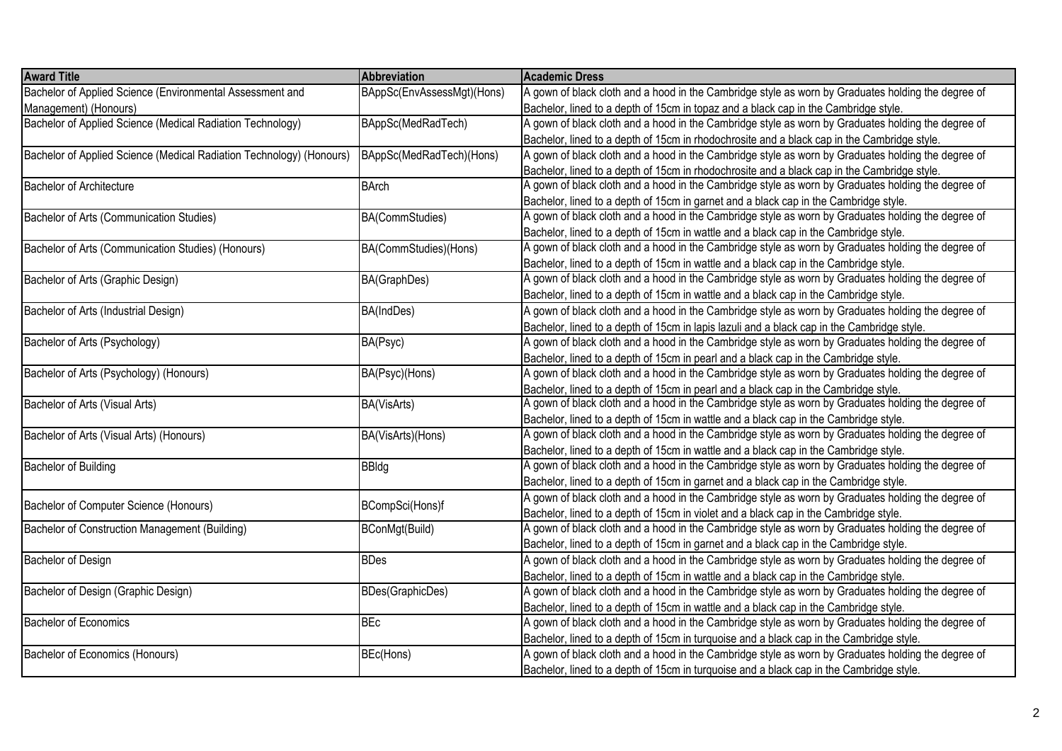| Award Title | Abbreviation | Academic Dress |
| --- | --- | --- |
| Bachelor of Applied Science (Environmental Assessment and Management) (Honours) | BAppSc(EnvAssessMgt)(Hons) | A gown of black cloth and a hood in the Cambridge style as worn by Graduates holding the degree of Bachelor, lined to a depth of 15cm in topaz and a black cap in the Cambridge style. |
| Bachelor of Applied Science (Medical Radiation Technology) | BAppSc(MedRadTech) | A gown of black cloth and a hood in the Cambridge style as worn by Graduates holding the degree of Bachelor, lined to a depth of 15cm in rhodochrosite and a black cap in the Cambridge style. |
| Bachelor of Applied Science (Medical Radiation Technology) (Honours) | BAppSc(MedRadTech)(Hons) | A gown of black cloth and a hood in the Cambridge style as worn by Graduates holding the degree of Bachelor, lined to a depth of 15cm in rhodochrosite and a black cap in the Cambridge style. |
| Bachelor of Architecture | BArch | A gown of black cloth and a hood in the Cambridge style as worn by Graduates holding the degree of Bachelor, lined to a depth of 15cm in garnet and a black cap in the Cambridge style. |
| Bachelor of Arts (Communication Studies) | BA(CommStudies) | A gown of black cloth and a hood in the Cambridge style as worn by Graduates holding the degree of Bachelor, lined to a depth of 15cm in wattle and a black cap in the Cambridge style. |
| Bachelor of Arts (Communication Studies) (Honours) | BA(CommStudies)(Hons) | A gown of black cloth and a hood in the Cambridge style as worn by Graduates holding the degree of Bachelor, lined to a depth of 15cm in wattle and a black cap in the Cambridge style. |
| Bachelor of Arts (Graphic Design) | BA(GraphDes) | A gown of black cloth and a hood in the Cambridge style as worn by Graduates holding the degree of Bachelor, lined to a depth of 15cm in wattle and a black cap in the Cambridge style. |
| Bachelor of Arts (Industrial Design) | BA(IndDes) | A gown of black cloth and a hood in the Cambridge style as worn by Graduates holding the degree of Bachelor, lined to a depth of 15cm in lapis lazuli and a black cap in the Cambridge style. |
| Bachelor of Arts (Psychology) | BA(Psyc) | A gown of black cloth and a hood in the Cambridge style as worn by Graduates holding the degree of Bachelor, lined to a depth of 15cm in pearl and a black cap in the Cambridge style. |
| Bachelor of Arts (Psychology) (Honours) | BA(Psyc)(Hons) | A gown of black cloth and a hood in the Cambridge style as worn by Graduates holding the degree of Bachelor, lined to a depth of 15cm in pearl and a black cap in the Cambridge style. |
| Bachelor of Arts (Visual Arts) | BA(VisArts) | A gown of black cloth and a hood in the Cambridge style as worn by Graduates holding the degree of Bachelor, lined to a depth of 15cm in wattle and a black cap in the Cambridge style. |
| Bachelor of Arts (Visual Arts) (Honours) | BA(VisArts)(Hons) | A gown of black cloth and a hood in the Cambridge style as worn by Graduates holding the degree of Bachelor, lined to a depth of 15cm in wattle and a black cap in the Cambridge style. |
| Bachelor of Building | BBldg | A gown of black cloth and a hood in the Cambridge style as worn by Graduates holding the degree of Bachelor, lined to a depth of 15cm in garnet and a black cap in the Cambridge style. |
| Bachelor of Computer Science (Honours) | BCompSci(Hons)f | A gown of black cloth and a hood in the Cambridge style as worn by Graduates holding the degree of Bachelor, lined to a depth of 15cm in violet and a black cap in the Cambridge style. |
| Bachelor of Construction Management (Building) | BConMgt(Build) | A gown of black cloth and a hood in the Cambridge style as worn by Graduates holding the degree of Bachelor, lined to a depth of 15cm in garnet and a black cap in the Cambridge style. |
| Bachelor of Design | BDes | A gown of black cloth and a hood in the Cambridge style as worn by Graduates holding the degree of Bachelor, lined to a depth of 15cm in wattle and a black cap in the Cambridge style. |
| Bachelor of Design (Graphic Design) | BDes(GraphicDes) | A gown of black cloth and a hood in the Cambridge style as worn by Graduates holding the degree of Bachelor, lined to a depth of 15cm in wattle and a black cap in the Cambridge style. |
| Bachelor of Economics | BEc | A gown of black cloth and a hood in the Cambridge style as worn by Graduates holding the degree of Bachelor, lined to a depth of 15cm in turquoise and a black cap in the Cambridge style. |
| Bachelor of Economics (Honours) | BEc(Hons) | A gown of black cloth and a hood in the Cambridge style as worn by Graduates holding the degree of Bachelor, lined to a depth of 15cm in turquoise and a black cap in the Cambridge style. |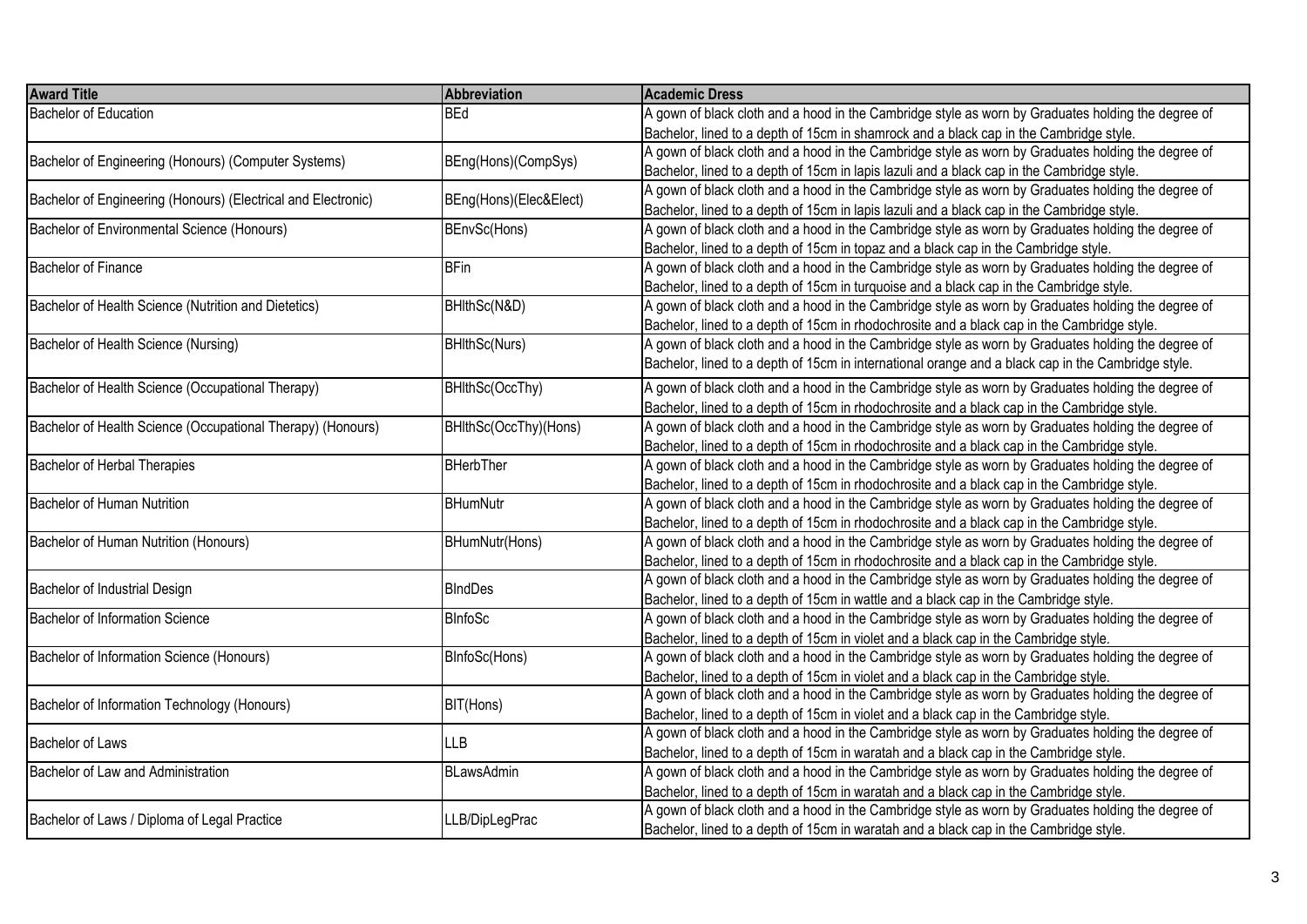| Award Title | Abbreviation | Academic Dress |
|---|---|---|
| Bachelor of Education | BEd | A gown of black cloth and a hood in the Cambridge style as worn by Graduates holding the degree of Bachelor, lined to a depth of 15cm in shamrock and a black cap in the Cambridge style. |
| Bachelor of Engineering (Honours) (Computer Systems) | BEng(Hons)(CompSys) | A gown of black cloth and a hood in the Cambridge style as worn by Graduates holding the degree of Bachelor, lined to a depth of 15cm in lapis lazuli and a black cap in the Cambridge style. |
| Bachelor of Engineering (Honours) (Electrical and Electronic) | BEng(Hons)(Elec&Elect) | A gown of black cloth and a hood in the Cambridge style as worn by Graduates holding the degree of Bachelor, lined to a depth of 15cm in lapis lazuli and a black cap in the Cambridge style. |
| Bachelor of Environmental Science (Honours) | BEnvSc(Hons) | A gown of black cloth and a hood in the Cambridge style as worn by Graduates holding the degree of Bachelor, lined to a depth of 15cm in topaz and a black cap in the Cambridge style. |
| Bachelor of Finance | BFin | A gown of black cloth and a hood in the Cambridge style as worn by Graduates holding the degree of Bachelor, lined to a depth of 15cm in turquoise and a black cap in the Cambridge style. |
| Bachelor of Health Science (Nutrition and Dietetics) | BHlthSc(N&D) | A gown of black cloth and a hood in the Cambridge style as worn by Graduates holding the degree of Bachelor, lined to a depth of 15cm in rhodochrosite and a black cap in the Cambridge style. |
| Bachelor of Health Science (Nursing) | BHlthSc(Nurs) | A gown of black cloth and a hood in the Cambridge style as worn by Graduates holding the degree of Bachelor, lined to a depth of 15cm in international orange and a black cap in the Cambridge style. |
| Bachelor of Health Science (Occupational Therapy) | BHlthSc(OccThy) | A gown of black cloth and a hood in the Cambridge style as worn by Graduates holding the degree of Bachelor, lined to a depth of 15cm in rhodochrosite and a black cap in the Cambridge style. |
| Bachelor of Health Science (Occupational Therapy) (Honours) | BHlthSc(OccThy)(Hons) | A gown of black cloth and a hood in the Cambridge style as worn by Graduates holding the degree of Bachelor, lined to a depth of 15cm in rhodochrosite and a black cap in the Cambridge style. |
| Bachelor of Herbal Therapies | BHerbTher | A gown of black cloth and a hood in the Cambridge style as worn by Graduates holding the degree of Bachelor, lined to a depth of 15cm in rhodochrosite and a black cap in the Cambridge style. |
| Bachelor of Human Nutrition | BHumNutr | A gown of black cloth and a hood in the Cambridge style as worn by Graduates holding the degree of Bachelor, lined to a depth of 15cm in rhodochrosite and a black cap in the Cambridge style. |
| Bachelor of Human Nutrition (Honours) | BHumNutr(Hons) | A gown of black cloth and a hood in the Cambridge style as worn by Graduates holding the degree of Bachelor, lined to a depth of 15cm in rhodochrosite and a black cap in the Cambridge style. |
| Bachelor of Industrial Design | BIndDes | A gown of black cloth and a hood in the Cambridge style as worn by Graduates holding the degree of Bachelor, lined to a depth of 15cm in wattle and a black cap in the Cambridge style. |
| Bachelor of Information Science | BInfoSc | A gown of black cloth and a hood in the Cambridge style as worn by Graduates holding the degree of Bachelor, lined to a depth of 15cm in violet and a black cap in the Cambridge style. |
| Bachelor of Information Science (Honours) | BInfoSc(Hons) | A gown of black cloth and a hood in the Cambridge style as worn by Graduates holding the degree of Bachelor, lined to a depth of 15cm in violet and a black cap in the Cambridge style. |
| Bachelor of Information Technology (Honours) | BIT(Hons) | A gown of black cloth and a hood in the Cambridge style as worn by Graduates holding the degree of Bachelor, lined to a depth of 15cm in violet and a black cap in the Cambridge style. |
| Bachelor of Laws | LLB | A gown of black cloth and a hood in the Cambridge style as worn by Graduates holding the degree of Bachelor, lined to a depth of 15cm in waratah and a black cap in the Cambridge style. |
| Bachelor of Law and Administration | BLawsAdmin | A gown of black cloth and a hood in the Cambridge style as worn by Graduates holding the degree of Bachelor, lined to a depth of 15cm in waratah and a black cap in the Cambridge style. |
| Bachelor of Laws / Diploma of Legal Practice | LLB/DipLegPrac | A gown of black cloth and a hood in the Cambridge style as worn by Graduates holding the degree of Bachelor, lined to a depth of 15cm in waratah and a black cap in the Cambridge style. |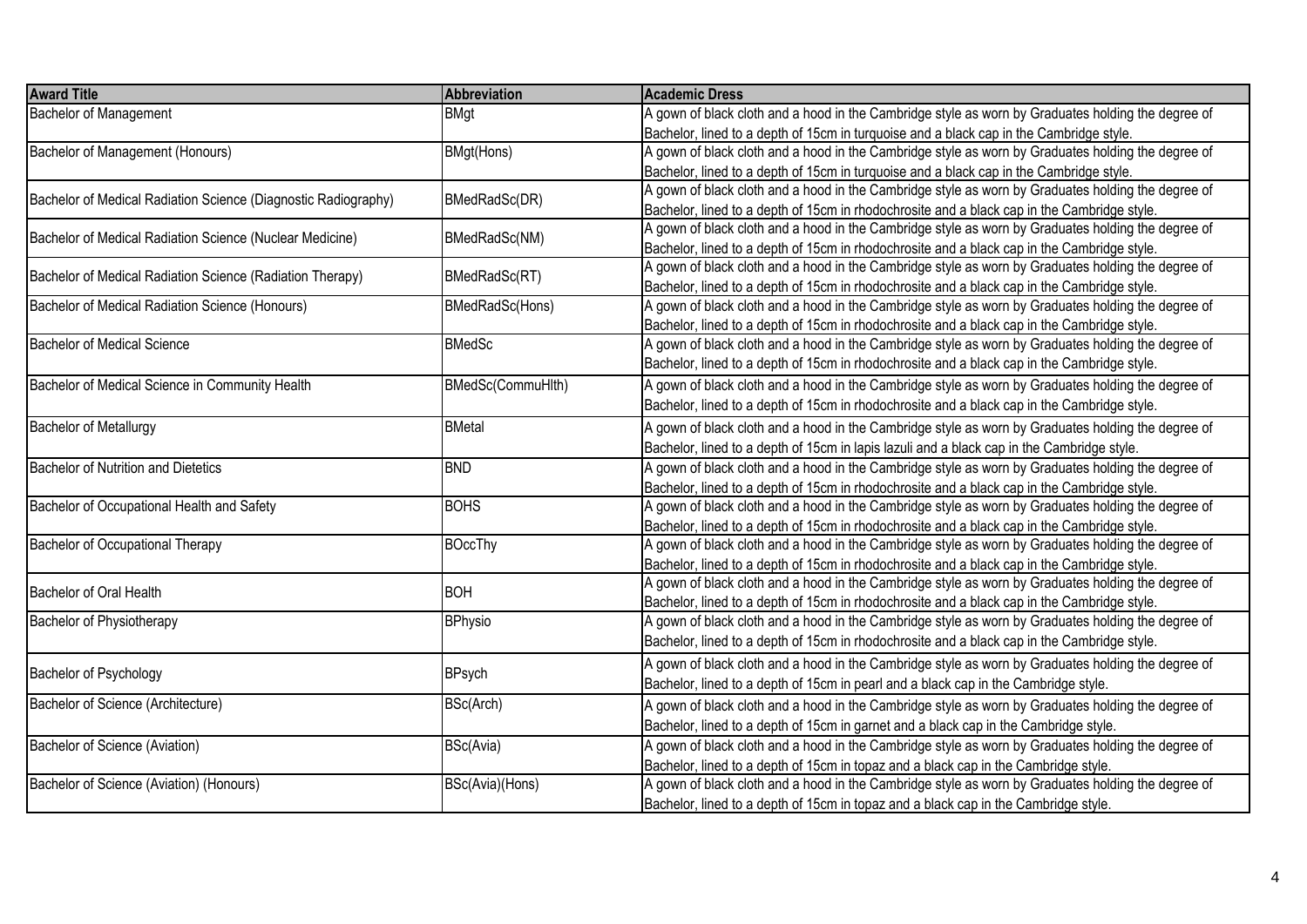| Award Title | Abbreviation | Academic Dress |
| --- | --- | --- |
| Bachelor of Management | BMgt | A gown of black cloth and a hood in the Cambridge style as worn by Graduates holding the degree of Bachelor, lined to a depth of 15cm in turquoise and a black cap in the Cambridge style. |
| Bachelor of Management (Honours) | BMgt(Hons) | A gown of black cloth and a hood in the Cambridge style as worn by Graduates holding the degree of Bachelor, lined to a depth of 15cm in turquoise and a black cap in the Cambridge style. |
| Bachelor of Medical Radiation Science (Diagnostic Radiography) | BMedRadSc(DR) | A gown of black cloth and a hood in the Cambridge style as worn by Graduates holding the degree of Bachelor, lined to a depth of 15cm in rhodochrosite and a black cap in the Cambridge style. |
| Bachelor of Medical Radiation Science (Nuclear Medicine) | BMedRadSc(NM) | A gown of black cloth and a hood in the Cambridge style as worn by Graduates holding the degree of Bachelor, lined to a depth of 15cm in rhodochrosite and a black cap in the Cambridge style. |
| Bachelor of Medical Radiation Science (Radiation Therapy) | BMedRadSc(RT) | A gown of black cloth and a hood in the Cambridge style as worn by Graduates holding the degree of Bachelor, lined to a depth of 15cm in rhodochrosite and a black cap in the Cambridge style. |
| Bachelor of Medical Radiation Science (Honours) | BMedRadSc(Hons) | A gown of black cloth and a hood in the Cambridge style as worn by Graduates holding the degree of Bachelor, lined to a depth of 15cm in rhodochrosite and a black cap in the Cambridge style. |
| Bachelor of Medical Science | BMedSc | A gown of black cloth and a hood in the Cambridge style as worn by Graduates holding the degree of Bachelor, lined to a depth of 15cm in rhodochrosite and a black cap in the Cambridge style. |
| Bachelor of Medical Science in Community Health | BMedSc(CommuHlth) | A gown of black cloth and a hood in the Cambridge style as worn by Graduates holding the degree of Bachelor, lined to a depth of 15cm in rhodochrosite and a black cap in the Cambridge style. |
| Bachelor of Metallurgy | BMetal | A gown of black cloth and a hood in the Cambridge style as worn by Graduates holding the degree of Bachelor, lined to a depth of 15cm in lapis lazuli and a black cap in the Cambridge style. |
| Bachelor of Nutrition and Dietetics | BND | A gown of black cloth and a hood in the Cambridge style as worn by Graduates holding the degree of Bachelor, lined to a depth of 15cm in rhodochrosite and a black cap in the Cambridge style. |
| Bachelor of Occupational Health and Safety | BOHS | A gown of black cloth and a hood in the Cambridge style as worn by Graduates holding the degree of Bachelor, lined to a depth of 15cm in rhodochrosite and a black cap in the Cambridge style. |
| Bachelor of Occupational Therapy | BOccThy | A gown of black cloth and a hood in the Cambridge style as worn by Graduates holding the degree of Bachelor, lined to a depth of 15cm in rhodochrosite and a black cap in the Cambridge style. |
| Bachelor of Oral Health | BOH | A gown of black cloth and a hood in the Cambridge style as worn by Graduates holding the degree of Bachelor, lined to a depth of 15cm in rhodochrosite and a black cap in the Cambridge style. |
| Bachelor of Physiotherapy | BPhysio | A gown of black cloth and a hood in the Cambridge style as worn by Graduates holding the degree of Bachelor, lined to a depth of 15cm in rhodochrosite and a black cap in the Cambridge style. |
| Bachelor of Psychology | BPsych | A gown of black cloth and a hood in the Cambridge style as worn by Graduates holding the degree of Bachelor, lined to a depth of 15cm in pearl and a black cap in the Cambridge style. |
| Bachelor of Science (Architecture) | BSc(Arch) | A gown of black cloth and a hood in the Cambridge style as worn by Graduates holding the degree of Bachelor, lined to a depth of 15cm in garnet and a black cap in the Cambridge style. |
| Bachelor of Science (Aviation) | BSc(Avia) | A gown of black cloth and a hood in the Cambridge style as worn by Graduates holding the degree of Bachelor, lined to a depth of 15cm in topaz and a black cap in the Cambridge style. |
| Bachelor of Science (Aviation) (Honours) | BSc(Avia)(Hons) | A gown of black cloth and a hood in the Cambridge style as worn by Graduates holding the degree of Bachelor, lined to a depth of 15cm in topaz and a black cap in the Cambridge style. |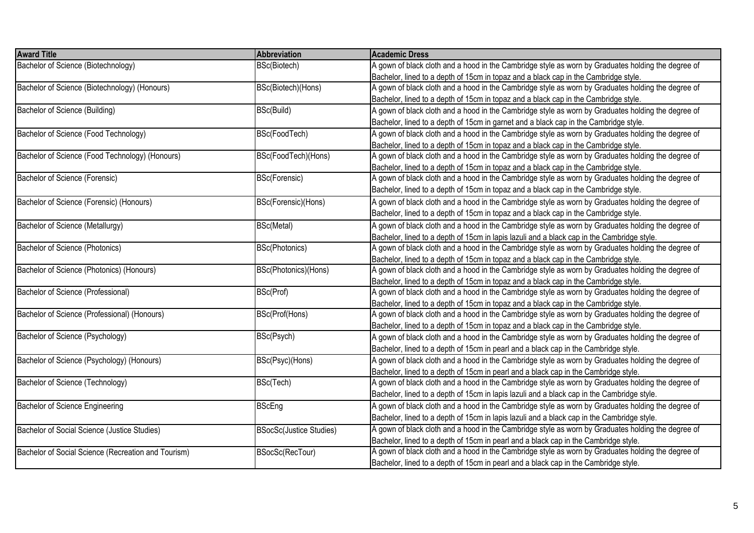| Award Title | Abbreviation | Academic Dress |
| --- | --- | --- |
| Bachelor of Science (Biotechnology) | BSc(Biotech) | A gown of black cloth and a hood in the Cambridge style as worn by Graduates holding the degree of Bachelor, lined to a depth of 15cm in topaz and a black cap in the Cambridge style. |
| Bachelor of Science (Biotechnology) (Honours) | BSc(Biotech)(Hons) | A gown of black cloth and a hood in the Cambridge style as worn by Graduates holding the degree of Bachelor, lined to a depth of 15cm in topaz and a black cap in the Cambridge style. |
| Bachelor of Science (Building) | BSc(Build) | A gown of black cloth and a hood in the Cambridge style as worn by Graduates holding the degree of Bachelor, lined to a depth of 15cm in garnet and a black cap in the Cambridge style. |
| Bachelor of Science (Food Technology) | BSc(FoodTech) | A gown of black cloth and a hood in the Cambridge style as worn by Graduates holding the degree of Bachelor, lined to a depth of 15cm in topaz and a black cap in the Cambridge style. |
| Bachelor of Science (Food Technology) (Honours) | BSc(FoodTech)(Hons) | A gown of black cloth and a hood in the Cambridge style as worn by Graduates holding the degree of Bachelor, lined to a depth of 15cm in topaz and a black cap in the Cambridge style. |
| Bachelor of Science (Forensic) | BSc(Forensic) | A gown of black cloth and a hood in the Cambridge style as worn by Graduates holding the degree of Bachelor, lined to a depth of 15cm in topaz and a black cap in the Cambridge style. |
| Bachelor of Science (Forensic) (Honours) | BSc(Forensic)(Hons) | A gown of black cloth and a hood in the Cambridge style as worn by Graduates holding the degree of Bachelor, lined to a depth of 15cm in topaz and a black cap in the Cambridge style. |
| Bachelor of Science (Metallurgy) | BSc(Metal) | A gown of black cloth and a hood in the Cambridge style as worn by Graduates holding the degree of Bachelor, lined to a depth of 15cm in lapis lazuli and a black cap in the Cambridge style. |
| Bachelor of Science (Photonics) | BSc(Photonics) | A gown of black cloth and a hood in the Cambridge style as worn by Graduates holding the degree of Bachelor, lined to a depth of 15cm in topaz and a black cap in the Cambridge style. |
| Bachelor of Science (Photonics) (Honours) | BSc(Photonics)(Hons) | A gown of black cloth and a hood in the Cambridge style as worn by Graduates holding the degree of Bachelor, lined to a depth of 15cm in topaz and a black cap in the Cambridge style. |
| Bachelor of Science (Professional) | BSc(Prof) | A gown of black cloth and a hood in the Cambridge style as worn by Graduates holding the degree of Bachelor, lined to a depth of 15cm in topaz and a black cap in the Cambridge style. |
| Bachelor of Science (Professional) (Honours) | BSc(Prof(Hons) | A gown of black cloth and a hood in the Cambridge style as worn by Graduates holding the degree of Bachelor, lined to a depth of 15cm in topaz and a black cap in the Cambridge style. |
| Bachelor of Science (Psychology) | BSc(Psych) | A gown of black cloth and a hood in the Cambridge style as worn by Graduates holding the degree of Bachelor, lined to a depth of 15cm in pearl and a black cap in the Cambridge style. |
| Bachelor of Science (Psychology) (Honours) | BSc(Psyc)(Hons) | A gown of black cloth and a hood in the Cambridge style as worn by Graduates holding the degree of Bachelor, lined to a depth of 15cm in pearl and a black cap in the Cambridge style. |
| Bachelor of Science (Technology) | BSc(Tech) | A gown of black cloth and a hood in the Cambridge style as worn by Graduates holding the degree of Bachelor, lined to a depth of 15cm in lapis lazuli and a black cap in the Cambridge style. |
| Bachelor of Science Engineering | BScEng | A gown of black cloth and a hood in the Cambridge style as worn by Graduates holding the degree of Bachelor, lined to a depth of 15cm in lapis lazuli and a black cap in the Cambridge style. |
| Bachelor of Social Science (Justice Studies) | BSocSc(Justice Studies) | A gown of black cloth and a hood in the Cambridge style as worn by Graduates holding the degree of Bachelor, lined to a depth of 15cm in pearl and a black cap in the Cambridge style. |
| Bachelor of Social Science (Recreation and Tourism) | BSocSc(RecTour) | A gown of black cloth and a hood in the Cambridge style as worn by Graduates holding the degree of Bachelor, lined to a depth of 15cm in pearl and a black cap in the Cambridge style. |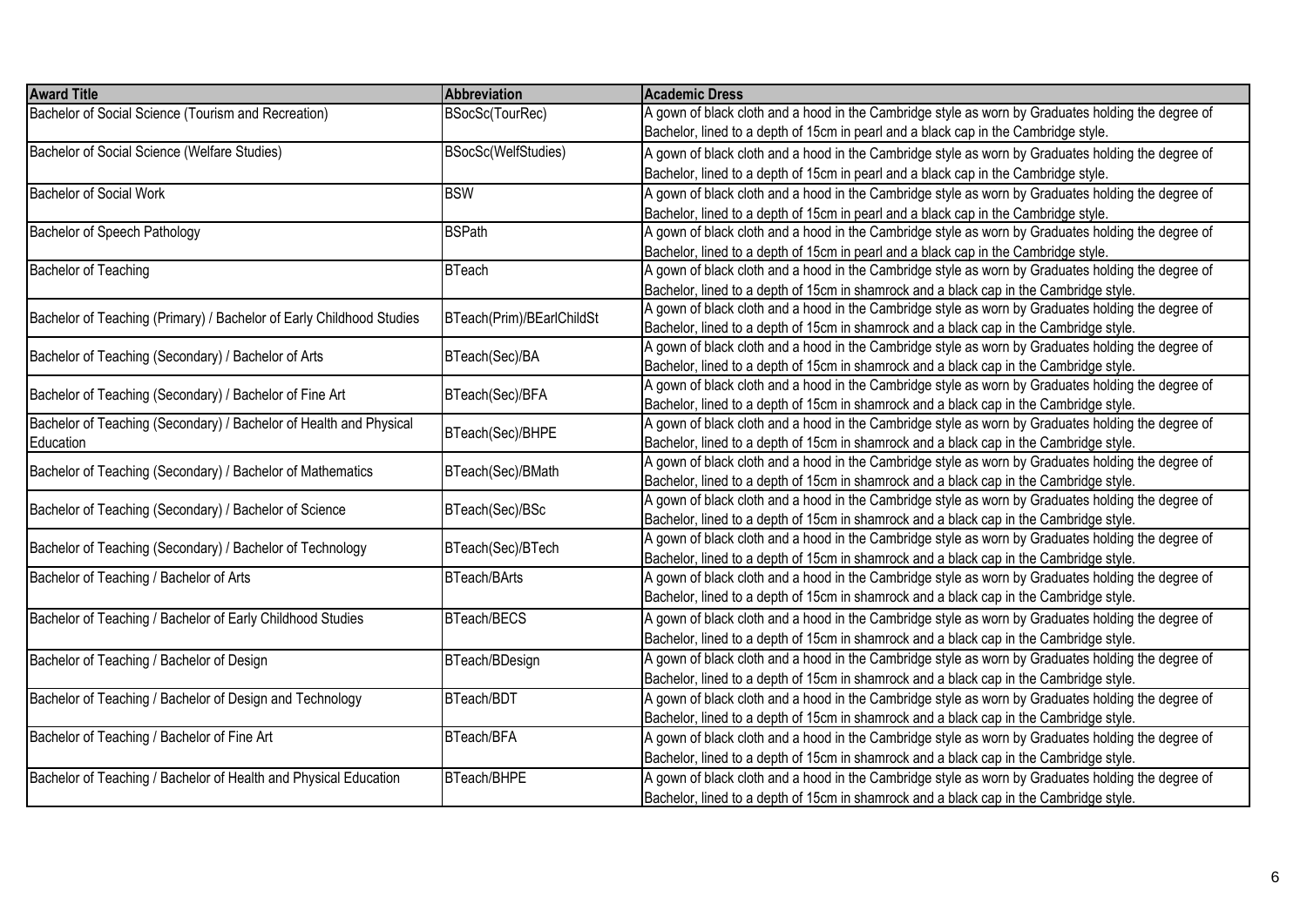| Award Title | Abbreviation | Academic Dress |
| --- | --- | --- |
| Bachelor of Social Science (Tourism and Recreation) | BSocSc(TourRec) | A gown of black cloth and a hood in the Cambridge style as worn by Graduates holding the degree of Bachelor, lined to a depth of 15cm in pearl and a black cap in the Cambridge style. |
| Bachelor of Social Science (Welfare Studies) | BSocSc(WelfStudies) | A gown of black cloth and a hood in the Cambridge style as worn by Graduates holding the degree of Bachelor, lined to a depth of 15cm in pearl and a black cap in the Cambridge style. |
| Bachelor of Social Work | BSW | A gown of black cloth and a hood in the Cambridge style as worn by Graduates holding the degree of Bachelor, lined to a depth of 15cm in pearl and a black cap in the Cambridge style. |
| Bachelor of Speech Pathology | BSPath | A gown of black cloth and a hood in the Cambridge style as worn by Graduates holding the degree of Bachelor, lined to a depth of 15cm in pearl and a black cap in the Cambridge style. |
| Bachelor of Teaching | BTeach | A gown of black cloth and a hood in the Cambridge style as worn by Graduates holding the degree of Bachelor, lined to a depth of 15cm in shamrock and a black cap in the Cambridge style. |
| Bachelor of Teaching (Primary) / Bachelor of Early Childhood Studies | BTeach(Prim)/BEarlChildSt | A gown of black cloth and a hood in the Cambridge style as worn by Graduates holding the degree of Bachelor, lined to a depth of 15cm in shamrock and a black cap in the Cambridge style. |
| Bachelor of Teaching (Secondary) / Bachelor of Arts | BTeach(Sec)/BA | A gown of black cloth and a hood in the Cambridge style as worn by Graduates holding the degree of Bachelor, lined to a depth of 15cm in shamrock and a black cap in the Cambridge style. |
| Bachelor of Teaching (Secondary) / Bachelor of Fine Art | BTeach(Sec)/BFA | A gown of black cloth and a hood in the Cambridge style as worn by Graduates holding the degree of Bachelor, lined to a depth of 15cm in shamrock and a black cap in the Cambridge style. |
| Bachelor of Teaching (Secondary) / Bachelor of Health and Physical Education | BTeach(Sec)/BHPE | A gown of black cloth and a hood in the Cambridge style as worn by Graduates holding the degree of Bachelor, lined to a depth of 15cm in shamrock and a black cap in the Cambridge style. |
| Bachelor of Teaching (Secondary) / Bachelor of Mathematics | BTeach(Sec)/BMath | A gown of black cloth and a hood in the Cambridge style as worn by Graduates holding the degree of Bachelor, lined to a depth of 15cm in shamrock and a black cap in the Cambridge style. |
| Bachelor of Teaching (Secondary) / Bachelor of Science | BTeach(Sec)/BSc | A gown of black cloth and a hood in the Cambridge style as worn by Graduates holding the degree of Bachelor, lined to a depth of 15cm in shamrock and a black cap in the Cambridge style. |
| Bachelor of Teaching (Secondary) / Bachelor of Technology | BTeach(Sec)/BTech | A gown of black cloth and a hood in the Cambridge style as worn by Graduates holding the degree of Bachelor, lined to a depth of 15cm in shamrock and a black cap in the Cambridge style. |
| Bachelor of Teaching / Bachelor of Arts | BTeach/BArts | A gown of black cloth and a hood in the Cambridge style as worn by Graduates holding the degree of Bachelor, lined to a depth of 15cm in shamrock and a black cap in the Cambridge style. |
| Bachelor of Teaching / Bachelor of Early Childhood Studies | BTeach/BECS | A gown of black cloth and a hood in the Cambridge style as worn by Graduates holding the degree of Bachelor, lined to a depth of 15cm in shamrock and a black cap in the Cambridge style. |
| Bachelor of Teaching / Bachelor of Design | BTeach/BDesign | A gown of black cloth and a hood in the Cambridge style as worn by Graduates holding the degree of Bachelor, lined to a depth of 15cm in shamrock and a black cap in the Cambridge style. |
| Bachelor of Teaching / Bachelor of Design and Technology | BTeach/BDT | A gown of black cloth and a hood in the Cambridge style as worn by Graduates holding the degree of Bachelor, lined to a depth of 15cm in shamrock and a black cap in the Cambridge style. |
| Bachelor of Teaching / Bachelor of Fine Art | BTeach/BFA | A gown of black cloth and a hood in the Cambridge style as worn by Graduates holding the degree of Bachelor, lined to a depth of 15cm in shamrock and a black cap in the Cambridge style. |
| Bachelor of Teaching / Bachelor of Health and Physical Education | BTeach/BHPE | A gown of black cloth and a hood in the Cambridge style as worn by Graduates holding the degree of Bachelor, lined to a depth of 15cm in shamrock and a black cap in the Cambridge style. |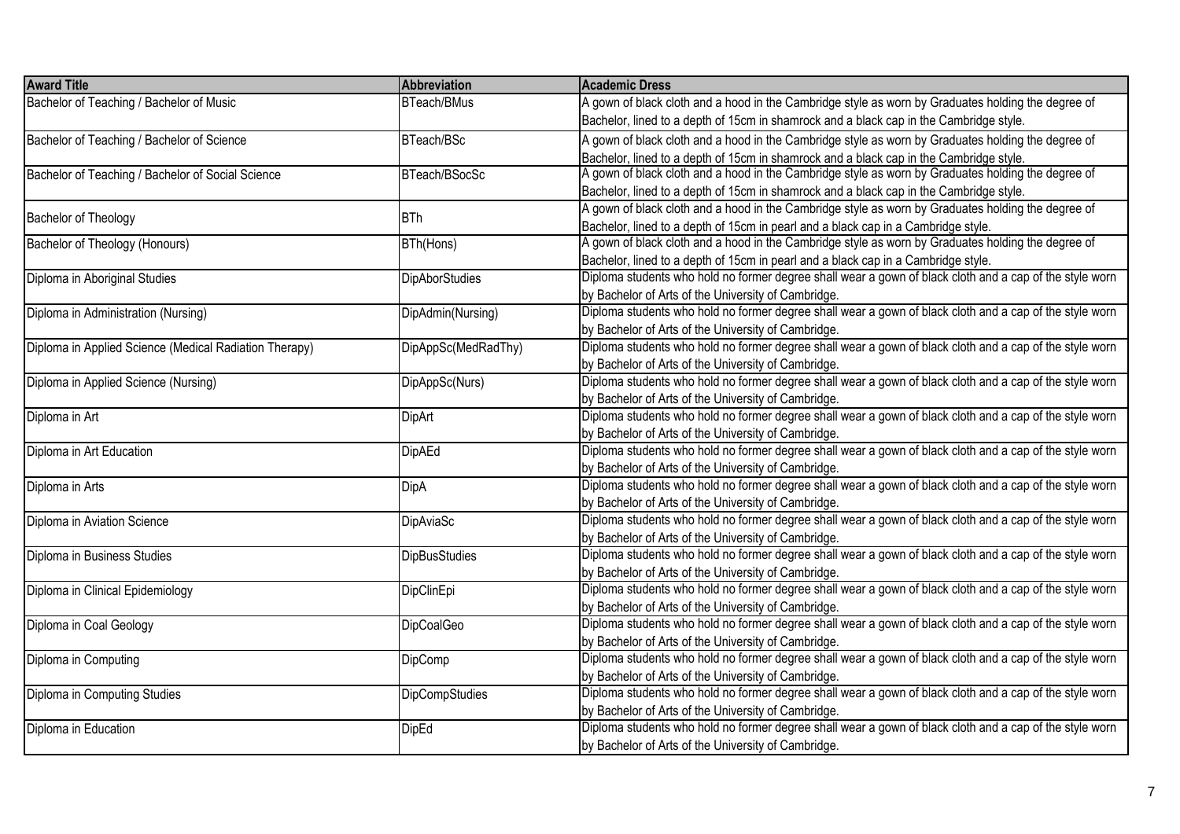| Award Title | Abbreviation | Academic Dress |
| --- | --- | --- |
| Bachelor of Teaching / Bachelor of Music | BTeach/BMus | A gown of black cloth and a hood in the Cambridge style as worn by Graduates holding the degree of Bachelor, lined to a depth of 15cm in shamrock and a black cap in the Cambridge style. |
| Bachelor of Teaching / Bachelor of Science | BTeach/BSc | A gown of black cloth and a hood in the Cambridge style as worn by Graduates holding the degree of Bachelor, lined to a depth of 15cm in shamrock and a black cap in the Cambridge style. |
| Bachelor of Teaching / Bachelor of Social Science | BTeach/BSocSc | A gown of black cloth and a hood in the Cambridge style as worn by Graduates holding the degree of Bachelor, lined to a depth of 15cm in shamrock and a black cap in the Cambridge style. |
| Bachelor of Theology | BTh | A gown of black cloth and a hood in the Cambridge style as worn by Graduates holding the degree of Bachelor, lined to a depth of 15cm in pearl and a black cap in a Cambridge style. |
| Bachelor of Theology (Honours) | BTh(Hons) | A gown of black cloth and a hood in the Cambridge style as worn by Graduates holding the degree of Bachelor, lined to a depth of 15cm in pearl and a black cap in a Cambridge style. |
| Diploma in Aboriginal Studies | DipAborStudies | Diploma students who hold no former degree shall wear a gown of black cloth and a cap of the style worn by Bachelor of Arts of the University of Cambridge. |
| Diploma in Administration (Nursing) | DipAdmin(Nursing) | Diploma students who hold no former degree shall wear a gown of black cloth and a cap of the style worn by Bachelor of Arts of the University of Cambridge. |
| Diploma in Applied Science (Medical Radiation Therapy) | DipAppSc(MedRadThy) | Diploma students who hold no former degree shall wear a gown of black cloth and a cap of the style worn by Bachelor of Arts of the University of Cambridge. |
| Diploma in Applied Science (Nursing) | DipAppSc(Nurs) | Diploma students who hold no former degree shall wear a gown of black cloth and a cap of the style worn by Bachelor of Arts of the University of Cambridge. |
| Diploma in Art | DipArt | Diploma students who hold no former degree shall wear a gown of black cloth and a cap of the style worn by Bachelor of Arts of the University of Cambridge. |
| Diploma in Art Education | DipAEd | Diploma students who hold no former degree shall wear a gown of black cloth and a cap of the style worn by Bachelor of Arts of the University of Cambridge. |
| Diploma in Arts | DipA | Diploma students who hold no former degree shall wear a gown of black cloth and a cap of the style worn by Bachelor of Arts of the University of Cambridge. |
| Diploma in Aviation Science | DipAviaSc | Diploma students who hold no former degree shall wear a gown of black cloth and a cap of the style worn by Bachelor of Arts of the University of Cambridge. |
| Diploma in Business Studies | DipBusStudies | Diploma students who hold no former degree shall wear a gown of black cloth and a cap of the style worn by Bachelor of Arts of the University of Cambridge. |
| Diploma in Clinical Epidemiology | DipClinEpi | Diploma students who hold no former degree shall wear a gown of black cloth and a cap of the style worn by Bachelor of Arts of the University of Cambridge. |
| Diploma in Coal Geology | DipCoalGeo | Diploma students who hold no former degree shall wear a gown of black cloth and a cap of the style worn by Bachelor of Arts of the University of Cambridge. |
| Diploma in Computing | DipComp | Diploma students who hold no former degree shall wear a gown of black cloth and a cap of the style worn by Bachelor of Arts of the University of Cambridge. |
| Diploma in Computing Studies | DipCompStudies | Diploma students who hold no former degree shall wear a gown of black cloth and a cap of the style worn by Bachelor of Arts of the University of Cambridge. |
| Diploma in Education | DipEd | Diploma students who hold no former degree shall wear a gown of black cloth and a cap of the style worn by Bachelor of Arts of the University of Cambridge. |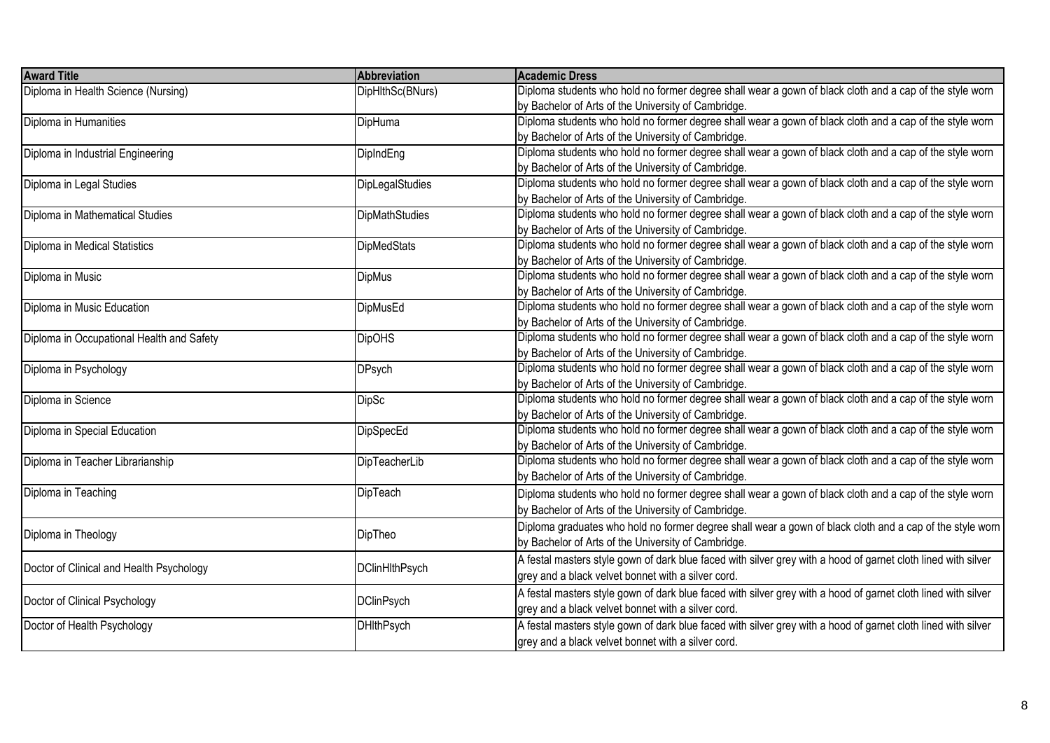| Award Title | Abbreviation | Academic Dress |
| --- | --- | --- |
| Diploma in Health Science (Nursing) | DipHlthSc(BNurs) | Diploma students who hold no former degree shall wear a gown of black cloth and a cap of the style worn by Bachelor of Arts of the University of Cambridge. |
| Diploma in Humanities | DipHuma | Diploma students who hold no former degree shall wear a gown of black cloth and a cap of the style worn by Bachelor of Arts of the University of Cambridge. |
| Diploma in Industrial Engineering | DipIndEng | Diploma students who hold no former degree shall wear a gown of black cloth and a cap of the style worn by Bachelor of Arts of the University of Cambridge. |
| Diploma in Legal Studies | DipLegalStudies | Diploma students who hold no former degree shall wear a gown of black cloth and a cap of the style worn by Bachelor of Arts of the University of Cambridge. |
| Diploma in Mathematical Studies | DipMathStudies | Diploma students who hold no former degree shall wear a gown of black cloth and a cap of the style worn by Bachelor of Arts of the University of Cambridge. |
| Diploma in Medical Statistics | DipMedStats | Diploma students who hold no former degree shall wear a gown of black cloth and a cap of the style worn by Bachelor of Arts of the University of Cambridge. |
| Diploma in Music | DipMus | Diploma students who hold no former degree shall wear a gown of black cloth and a cap of the style worn by Bachelor of Arts of the University of Cambridge. |
| Diploma in Music Education | DipMusEd | Diploma students who hold no former degree shall wear a gown of black cloth and a cap of the style worn by Bachelor of Arts of the University of Cambridge. |
| Diploma in Occupational Health and Safety | DipOHS | Diploma students who hold no former degree shall wear a gown of black cloth and a cap of the style worn by Bachelor of Arts of the University of Cambridge. |
| Diploma in Psychology | DPsych | Diploma students who hold no former degree shall wear a gown of black cloth and a cap of the style worn by Bachelor of Arts of the University of Cambridge. |
| Diploma in Science | DipSc | Diploma students who hold no former degree shall wear a gown of black cloth and a cap of the style worn by Bachelor of Arts of the University of Cambridge. |
| Diploma in Special Education | DipSpecEd | Diploma students who hold no former degree shall wear a gown of black cloth and a cap of the style worn by Bachelor of Arts of the University of Cambridge. |
| Diploma in Teacher Librarianship | DipTeacherLib | Diploma students who hold no former degree shall wear a gown of black cloth and a cap of the style worn by Bachelor of Arts of the University of Cambridge. |
| Diploma in Teaching | DipTeach | Diploma students who hold no former degree shall wear a gown of black cloth and a cap of the style worn by Bachelor of Arts of the University of Cambridge. |
| Diploma in Theology | DipTheo | Diploma graduates who hold no former degree shall wear a gown of black cloth and a cap of the style worn by Bachelor of Arts of the University of Cambridge. |
| Doctor of Clinical and Health Psychology | DClinHlthPsych | A festal masters style gown of dark blue faced with silver grey with a hood of garnet cloth lined with silver grey and a black velvet bonnet with a silver cord. |
| Doctor of Clinical Psychology | DClinPsych | A festal masters style gown of dark blue faced with silver grey with a hood of garnet cloth lined with silver grey and a black velvet bonnet with a silver cord. |
| Doctor of Health Psychology | DHlthPsych | A festal masters style gown of dark blue faced with silver grey with a hood of garnet cloth lined with silver grey and a black velvet bonnet with a silver cord. |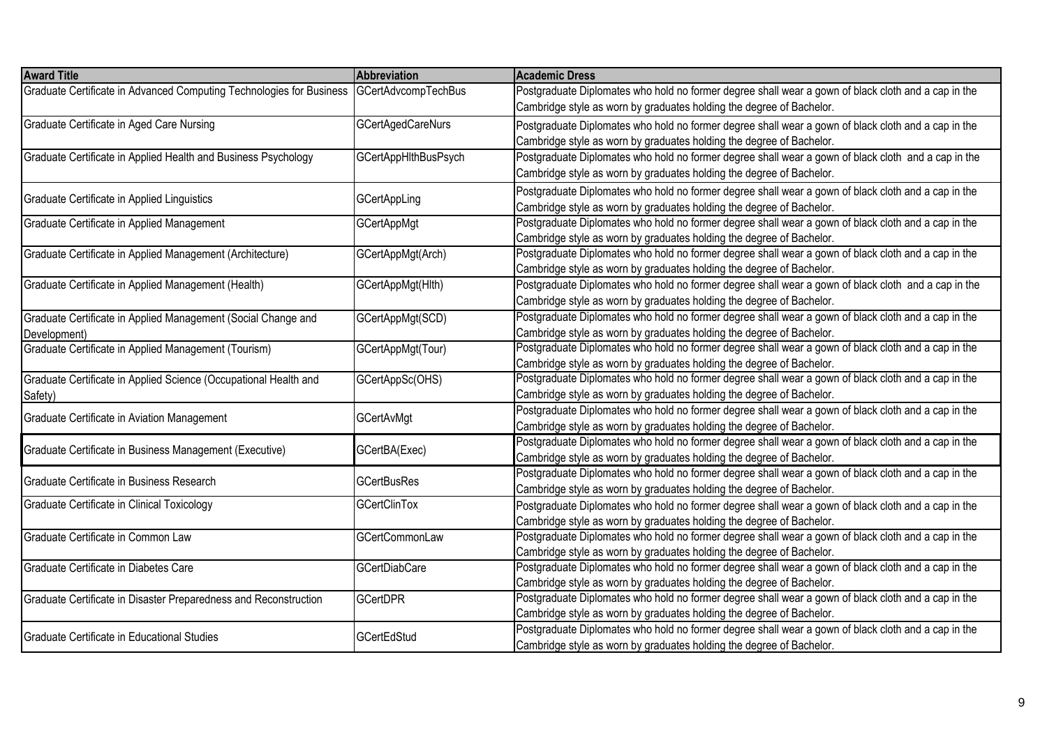| Award Title | Abbreviation | Academic Dress |
| --- | --- | --- |
| Graduate Certificate in Advanced Computing Technologies for Business | GCertAdvcompTechBus | Postgraduate Diplomates who hold no former degree shall wear a gown of black cloth and a cap in the Cambridge style as worn by graduates holding the degree of Bachelor. |
| Graduate Certificate in Aged Care Nursing | GCertAgedCareNurs | Postgraduate Diplomates who hold no former degree shall wear a gown of black cloth and a cap in the Cambridge style as worn by graduates holding the degree of Bachelor. |
| Graduate Certificate in Applied Health and Business Psychology | GCertAppHlthBusPsych | Postgraduate Diplomates who hold no former degree shall wear a gown of black cloth and a cap in the Cambridge style as worn by graduates holding the degree of Bachelor. |
| Graduate Certificate in Applied Linguistics | GCertAppLing | Postgraduate Diplomates who hold no former degree shall wear a gown of black cloth and a cap in the Cambridge style as worn by graduates holding the degree of Bachelor. |
| Graduate Certificate in Applied Management | GCertAppMgt | Postgraduate Diplomates who hold no former degree shall wear a gown of black cloth and a cap in the Cambridge style as worn by graduates holding the degree of Bachelor. |
| Graduate Certificate in Applied Management (Architecture) | GCertAppMgt(Arch) | Postgraduate Diplomates who hold no former degree shall wear a gown of black cloth and a cap in the Cambridge style as worn by graduates holding the degree of Bachelor. |
| Graduate Certificate in Applied Management (Health) | GCertAppMgt(Hlth) | Postgraduate Diplomates who hold no former degree shall wear a gown of black cloth and a cap in the Cambridge style as worn by graduates holding the degree of Bachelor. |
| Graduate Certificate in Applied Management (Social Change and Development) | GCertAppMgt(SCD) | Postgraduate Diplomates who hold no former degree shall wear a gown of black cloth and a cap in the Cambridge style as worn by graduates holding the degree of Bachelor. |
| Graduate Certificate in Applied Management (Tourism) | GCertAppMgt(Tour) | Postgraduate Diplomates who hold no former degree shall wear a gown of black cloth and a cap in the Cambridge style as worn by graduates holding the degree of Bachelor. |
| Graduate Certificate in Applied Science (Occupational Health and Safety) | GCertAppSc(OHS) | Postgraduate Diplomates who hold no former degree shall wear a gown of black cloth and a cap in the Cambridge style as worn by graduates holding the degree of Bachelor. |
| Graduate Certificate in Aviation Management | GCertAvMgt | Postgraduate Diplomates who hold no former degree shall wear a gown of black cloth and a cap in the Cambridge style as worn by graduates holding the degree of Bachelor. |
| Graduate Certificate in Business Management (Executive) | GCertBA(Exec) | Postgraduate Diplomates who hold no former degree shall wear a gown of black cloth and a cap in the Cambridge style as worn by graduates holding the degree of Bachelor. |
| Graduate Certificate in Business Research | GCertBusRes | Postgraduate Diplomates who hold no former degree shall wear a gown of black cloth and a cap in the Cambridge style as worn by graduates holding the degree of Bachelor. |
| Graduate Certificate in Clinical Toxicology | GCertClinTox | Postgraduate Diplomates who hold no former degree shall wear a gown of black cloth and a cap in the Cambridge style as worn by graduates holding the degree of Bachelor. |
| Graduate Certificate in Common Law | GCertCommonLaw | Postgraduate Diplomates who hold no former degree shall wear a gown of black cloth and a cap in the Cambridge style as worn by graduates holding the degree of Bachelor. |
| Graduate Certificate in Diabetes Care | GCertDiabCare | Postgraduate Diplomates who hold no former degree shall wear a gown of black cloth and a cap in the Cambridge style as worn by graduates holding the degree of Bachelor. |
| Graduate Certificate in Disaster Preparedness and Reconstruction | GCertDPR | Postgraduate Diplomates who hold no former degree shall wear a gown of black cloth and a cap in the Cambridge style as worn by graduates holding the degree of Bachelor. |
| Graduate Certificate in Educational Studies | GCertEdStud | Postgraduate Diplomates who hold no former degree shall wear a gown of black cloth and a cap in the Cambridge style as worn by graduates holding the degree of Bachelor. |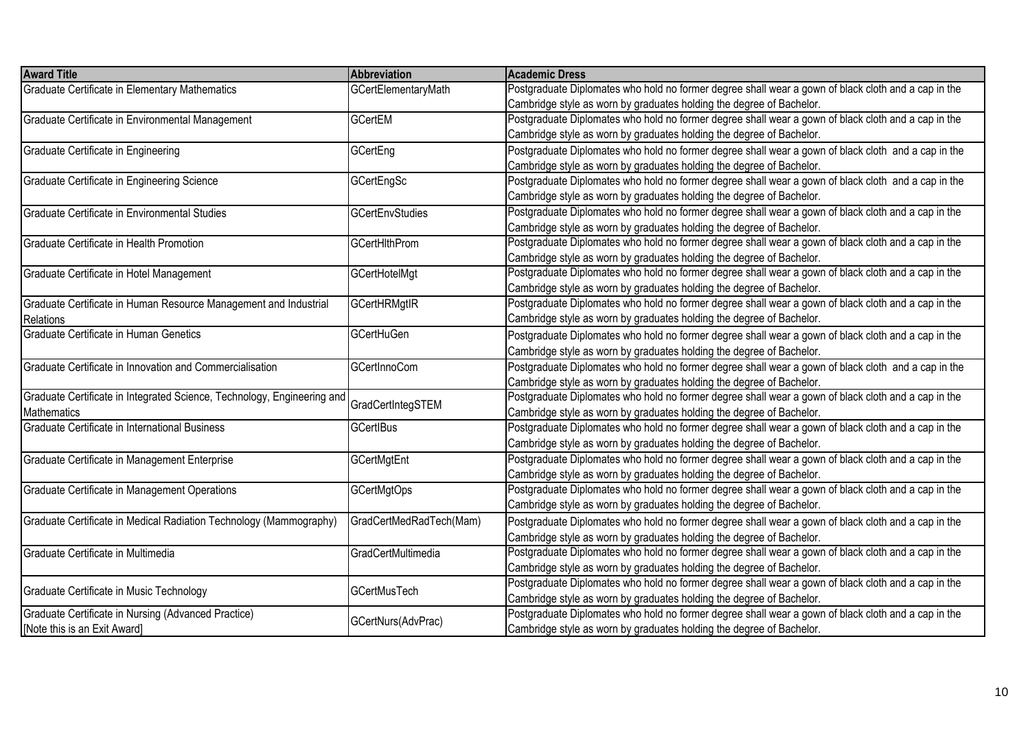| Award Title | Abbreviation | Academic Dress |
| --- | --- | --- |
| Graduate Certificate in Elementary Mathematics | GCertElementaryMath | Postgraduate Diplomates who hold no former degree shall wear a gown of black cloth and a cap in the Cambridge style as worn by graduates holding the degree of Bachelor. |
| Graduate Certificate in Environmental Management | GCertEM | Postgraduate Diplomates who hold no former degree shall wear a gown of black cloth and a cap in the Cambridge style as worn by graduates holding the degree of Bachelor. |
| Graduate Certificate in Engineering | GCertEng | Postgraduate Diplomates who hold no former degree shall wear a gown of black cloth and a cap in the Cambridge style as worn by graduates holding the degree of Bachelor. |
| Graduate Certificate in Engineering Science | GCertEngSc | Postgraduate Diplomates who hold no former degree shall wear a gown of black cloth and a cap in the Cambridge style as worn by graduates holding the degree of Bachelor. |
| Graduate Certificate in Environmental Studies | GCertEnvStudies | Postgraduate Diplomates who hold no former degree shall wear a gown of black cloth and a cap in the Cambridge style as worn by graduates holding the degree of Bachelor. |
| Graduate Certificate in Health Promotion | GCertHlthProm | Postgraduate Diplomates who hold no former degree shall wear a gown of black cloth and a cap in the Cambridge style as worn by graduates holding the degree of Bachelor. |
| Graduate Certificate in Hotel Management | GCertHotelMgt | Postgraduate Diplomates who hold no former degree shall wear a gown of black cloth and a cap in the Cambridge style as worn by graduates holding the degree of Bachelor. |
| Graduate Certificate in Human Resource Management and Industrial Relations | GCertHRMgtIR | Postgraduate Diplomates who hold no former degree shall wear a gown of black cloth and a cap in the Cambridge style as worn by graduates holding the degree of Bachelor. |
| Graduate Certificate in Human Genetics | GCertHuGen | Postgraduate Diplomates who hold no former degree shall wear a gown of black cloth and a cap in the Cambridge style as worn by graduates holding the degree of Bachelor. |
| Graduate Certificate in Innovation and Commercialisation | GCertInnoCom | Postgraduate Diplomates who hold no former degree shall wear a gown of black cloth and a cap in the Cambridge style as worn by graduates holding the degree of Bachelor. |
| Graduate Certificate in Integrated Science, Technology, Engineering and Mathematics | GradCertIntegSTEM | Postgraduate Diplomates who hold no former degree shall wear a gown of black cloth and a cap in the Cambridge style as worn by graduates holding the degree of Bachelor. |
| Graduate Certificate in International Business | GCertIBus | Postgraduate Diplomates who hold no former degree shall wear a gown of black cloth and a cap in the Cambridge style as worn by graduates holding the degree of Bachelor. |
| Graduate Certificate in Management Enterprise | GCertMgtEnt | Postgraduate Diplomates who hold no former degree shall wear a gown of black cloth and a cap in the Cambridge style as worn by graduates holding the degree of Bachelor. |
| Graduate Certificate in Management Operations | GCertMgtOps | Postgraduate Diplomates who hold no former degree shall wear a gown of black cloth and a cap in the Cambridge style as worn by graduates holding the degree of Bachelor. |
| Graduate Certificate in Medical Radiation Technology (Mammography) | GradCertMedRadTech(Mam) | Postgraduate Diplomates who hold no former degree shall wear a gown of black cloth and a cap in the Cambridge style as worn by graduates holding the degree of Bachelor. |
| Graduate Certificate in Multimedia | GradCertMultimedia | Postgraduate Diplomates who hold no former degree shall wear a gown of black cloth and a cap in the Cambridge style as worn by graduates holding the degree of Bachelor. |
| Graduate Certificate in Music Technology | GCertMusTech | Postgraduate Diplomates who hold no former degree shall wear a gown of black cloth and a cap in the Cambridge style as worn by graduates holding the degree of Bachelor. |
| Graduate Certificate in Nursing (Advanced Practice) [Note this is an Exit Award] | GCertNurs(AdvPrac) | Postgraduate Diplomates who hold no former degree shall wear a gown of black cloth and a cap in the Cambridge style as worn by graduates holding the degree of Bachelor. |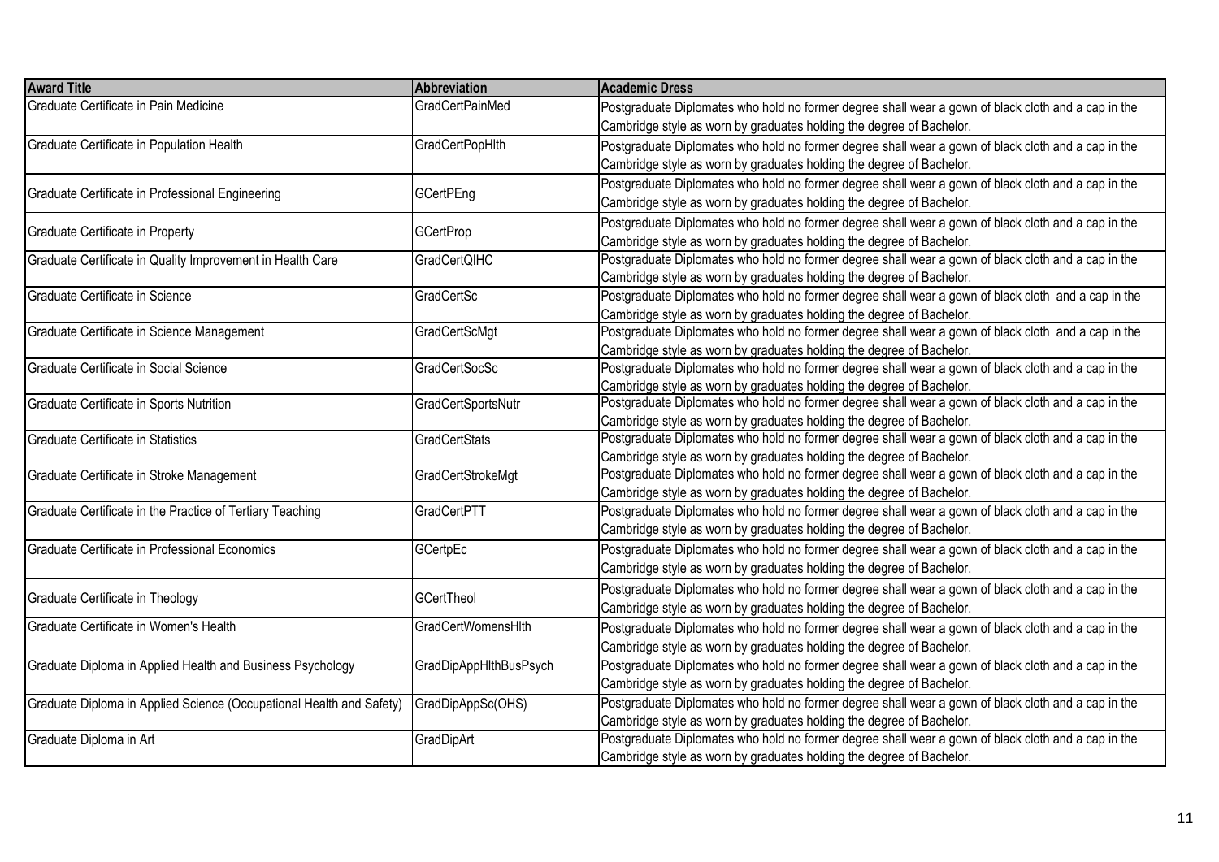| Award Title | Abbreviation | Academic Dress |
|---|---|---|
| Graduate Certificate in Pain Medicine | GradCertPainMed | Postgraduate Diplomates who hold no former degree shall wear a gown of black cloth and a cap in the Cambridge style as worn by graduates holding the degree of Bachelor. |
| Graduate Certificate in Population Health | GradCertPopHlth | Postgraduate Diplomates who hold no former degree shall wear a gown of black cloth and a cap in the Cambridge style as worn by graduates holding the degree of Bachelor. |
| Graduate Certificate in Professional Engineering | GCertPEng | Postgraduate Diplomates who hold no former degree shall wear a gown of black cloth and a cap in the Cambridge style as worn by graduates holding the degree of Bachelor. |
| Graduate Certificate in Property | GCertProp | Postgraduate Diplomates who hold no former degree shall wear a gown of black cloth and a cap in the Cambridge style as worn by graduates holding the degree of Bachelor. |
| Graduate Certificate in Quality Improvement in Health Care | GradCertQIHC | Postgraduate Diplomates who hold no former degree shall wear a gown of black cloth and a cap in the Cambridge style as worn by graduates holding the degree of Bachelor. |
| Graduate Certificate in Science | GradCertSc | Postgraduate Diplomates who hold no former degree shall wear a gown of black cloth and a cap in the Cambridge style as worn by graduates holding the degree of Bachelor. |
| Graduate Certificate in Science Management | GradCertScMgt | Postgraduate Diplomates who hold no former degree shall wear a gown of black cloth and a cap in the Cambridge style as worn by graduates holding the degree of Bachelor. |
| Graduate Certificate in Social Science | GradCertSocSc | Postgraduate Diplomates who hold no former degree shall wear a gown of black cloth and a cap in the Cambridge style as worn by graduates holding the degree of Bachelor. |
| Graduate Certificate in Sports Nutrition | GradCertSportsNutr | Postgraduate Diplomates who hold no former degree shall wear a gown of black cloth and a cap in the Cambridge style as worn by graduates holding the degree of Bachelor. |
| Graduate Certificate in Statistics | GradCertStats | Postgraduate Diplomates who hold no former degree shall wear a gown of black cloth and a cap in the Cambridge style as worn by graduates holding the degree of Bachelor. |
| Graduate Certificate in Stroke Management | GradCertStrokeMgt | Postgraduate Diplomates who hold no former degree shall wear a gown of black cloth and a cap in the Cambridge style as worn by graduates holding the degree of Bachelor. |
| Graduate Certificate in the Practice of Tertiary Teaching | GradCertPTT | Postgraduate Diplomates who hold no former degree shall wear a gown of black cloth and a cap in the Cambridge style as worn by graduates holding the degree of Bachelor. |
| Graduate Certificate in Professional Economics | GCertpEc | Postgraduate Diplomates who hold no former degree shall wear a gown of black cloth and a cap in the Cambridge style as worn by graduates holding the degree of Bachelor. |
| Graduate Certificate in Theology | GCertTheol | Postgraduate Diplomates who hold no former degree shall wear a gown of black cloth and a cap in the Cambridge style as worn by graduates holding the degree of Bachelor. |
| Graduate Certificate in Women's Health | GradCertWomensHlth | Postgraduate Diplomates who hold no former degree shall wear a gown of black cloth and a cap in the Cambridge style as worn by graduates holding the degree of Bachelor. |
| Graduate Diploma in Applied Health and Business Psychology | GradDipAppHlthBusPsych | Postgraduate Diplomates who hold no former degree shall wear a gown of black cloth and a cap in the Cambridge style as worn by graduates holding the degree of Bachelor. |
| Graduate Diploma in Applied Science (Occupational Health and Safety) | GradDipAppSc(OHS) | Postgraduate Diplomates who hold no former degree shall wear a gown of black cloth and a cap in the Cambridge style as worn by graduates holding the degree of Bachelor. |
| Graduate Diploma in Art | GradDipArt | Postgraduate Diplomates who hold no former degree shall wear a gown of black cloth and a cap in the Cambridge style as worn by graduates holding the degree of Bachelor. |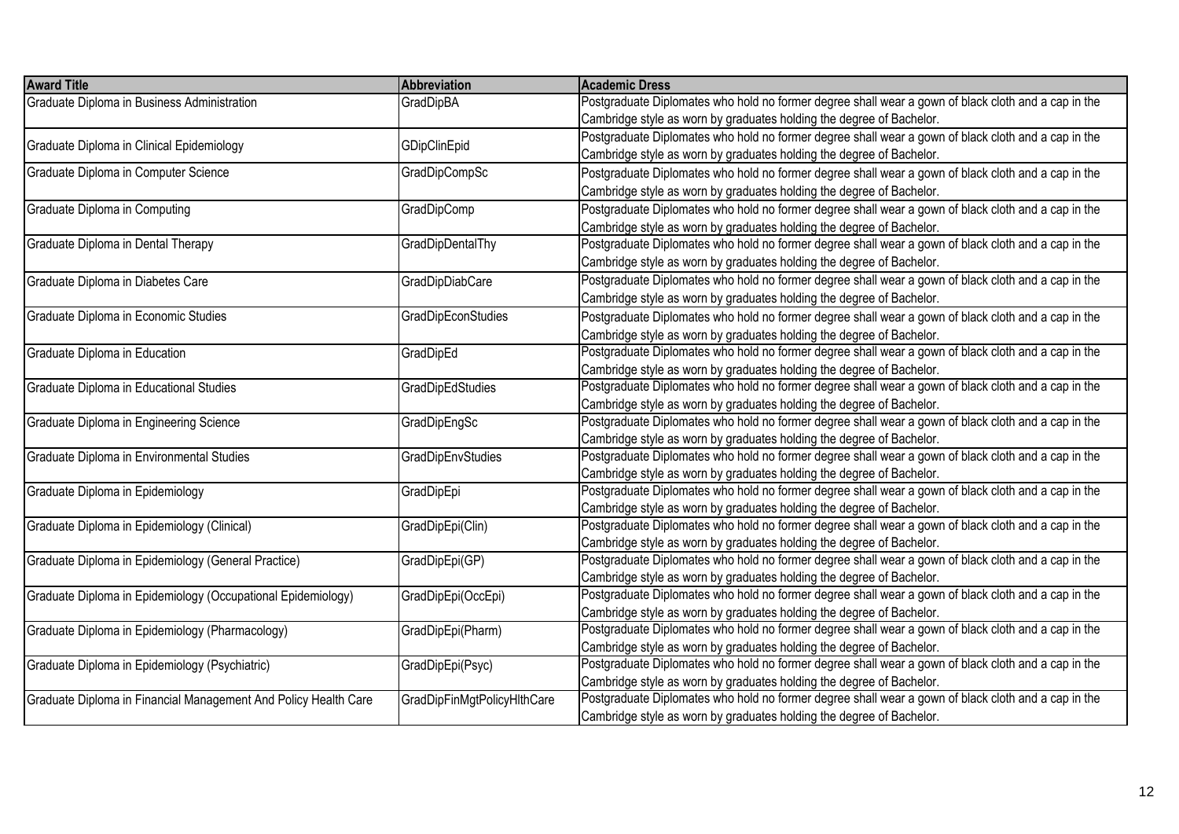| Award Title | Abbreviation | Academic Dress |
| --- | --- | --- |
| Graduate Diploma in Business Administration | GradDipBA | Postgraduate Diplomates who hold no former degree shall wear a gown of black cloth and a cap in the Cambridge style as worn by graduates holding the degree of Bachelor. |
| Graduate Diploma in Clinical Epidemiology | GDipClinEpid | Postgraduate Diplomates who hold no former degree shall wear a gown of black cloth and a cap in the Cambridge style as worn by graduates holding the degree of Bachelor. |
| Graduate Diploma in Computer Science | GradDipCompSc | Postgraduate Diplomates who hold no former degree shall wear a gown of black cloth and a cap in the Cambridge style as worn by graduates holding the degree of Bachelor. |
| Graduate Diploma in Computing | GradDipComp | Postgraduate Diplomates who hold no former degree shall wear a gown of black cloth and a cap in the Cambridge style as worn by graduates holding the degree of Bachelor. |
| Graduate Diploma in Dental Therapy | GradDipDentalThy | Postgraduate Diplomates who hold no former degree shall wear a gown of black cloth and a cap in the Cambridge style as worn by graduates holding the degree of Bachelor. |
| Graduate Diploma in Diabetes Care | GradDipDiabCare | Postgraduate Diplomates who hold no former degree shall wear a gown of black cloth and a cap in the Cambridge style as worn by graduates holding the degree of Bachelor. |
| Graduate Diploma in Economic Studies | GradDipEconStudies | Postgraduate Diplomates who hold no former degree shall wear a gown of black cloth and a cap in the Cambridge style as worn by graduates holding the degree of Bachelor. |
| Graduate Diploma in Education | GradDipEd | Postgraduate Diplomates who hold no former degree shall wear a gown of black cloth and a cap in the Cambridge style as worn by graduates holding the degree of Bachelor. |
| Graduate Diploma in Educational Studies | GradDipEdStudies | Postgraduate Diplomates who hold no former degree shall wear a gown of black cloth and a cap in the Cambridge style as worn by graduates holding the degree of Bachelor. |
| Graduate Diploma in Engineering Science | GradDipEngSc | Postgraduate Diplomates who hold no former degree shall wear a gown of black cloth and a cap in the Cambridge style as worn by graduates holding the degree of Bachelor. |
| Graduate Diploma in Environmental Studies | GradDipEnvStudies | Postgraduate Diplomates who hold no former degree shall wear a gown of black cloth and a cap in the Cambridge style as worn by graduates holding the degree of Bachelor. |
| Graduate Diploma in Epidemiology | GradDipEpi | Postgraduate Diplomates who hold no former degree shall wear a gown of black cloth and a cap in the Cambridge style as worn by graduates holding the degree of Bachelor. |
| Graduate Diploma in Epidemiology (Clinical) | GradDipEpi(Clin) | Postgraduate Diplomates who hold no former degree shall wear a gown of black cloth and a cap in the Cambridge style as worn by graduates holding the degree of Bachelor. |
| Graduate Diploma in Epidemiology (General Practice) | GradDipEpi(GP) | Postgraduate Diplomates who hold no former degree shall wear a gown of black cloth and a cap in the Cambridge style as worn by graduates holding the degree of Bachelor. |
| Graduate Diploma in Epidemiology (Occupational Epidemiology) | GradDipEpi(OccEpi) | Postgraduate Diplomates who hold no former degree shall wear a gown of black cloth and a cap in the Cambridge style as worn by graduates holding the degree of Bachelor. |
| Graduate Diploma in Epidemiology (Pharmacology) | GradDipEpi(Pharm) | Postgraduate Diplomates who hold no former degree shall wear a gown of black cloth and a cap in the Cambridge style as worn by graduates holding the degree of Bachelor. |
| Graduate Diploma in Epidemiology (Psychiatric) | GradDipEpi(Psyc) | Postgraduate Diplomates who hold no former degree shall wear a gown of black cloth and a cap in the Cambridge style as worn by graduates holding the degree of Bachelor. |
| Graduate Diploma in Financial Management And Policy Health Care | GradDipFinMgtPolicyHlthCare | Postgraduate Diplomates who hold no former degree shall wear a gown of black cloth and a cap in the Cambridge style as worn by graduates holding the degree of Bachelor. |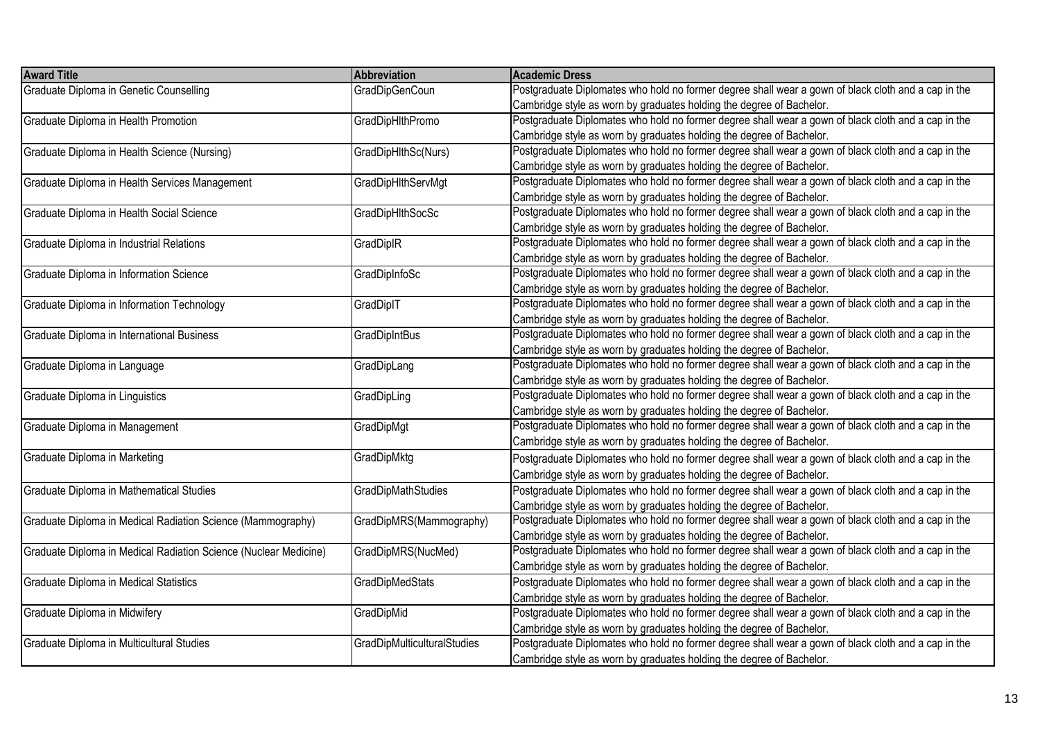| Award Title | Abbreviation | Academic Dress |
|---|---|---|
| Graduate Diploma in Genetic Counselling | GradDipGenCoun | Postgraduate Diplomates who hold no former degree shall wear a gown of black cloth and a cap in the Cambridge style as worn by graduates holding the degree of Bachelor. |
| Graduate Diploma in Health Promotion | GradDipHlthPromo | Postgraduate Diplomates who hold no former degree shall wear a gown of black cloth and a cap in the Cambridge style as worn by graduates holding the degree of Bachelor. |
| Graduate Diploma in Health Science (Nursing) | GradDipHlthSc(Nurs) | Postgraduate Diplomates who hold no former degree shall wear a gown of black cloth and a cap in the Cambridge style as worn by graduates holding the degree of Bachelor. |
| Graduate Diploma in Health Services Management | GradDipHlthServMgt | Postgraduate Diplomates who hold no former degree shall wear a gown of black cloth and a cap in the Cambridge style as worn by graduates holding the degree of Bachelor. |
| Graduate Diploma in Health Social Science | GradDipHlthSocSc | Postgraduate Diplomates who hold no former degree shall wear a gown of black cloth and a cap in the Cambridge style as worn by graduates holding the degree of Bachelor. |
| Graduate Diploma in Industrial Relations | GradDipIR | Postgraduate Diplomates who hold no former degree shall wear a gown of black cloth and a cap in the Cambridge style as worn by graduates holding the degree of Bachelor. |
| Graduate Diploma in Information Science | GradDipInfoSc | Postgraduate Diplomates who hold no former degree shall wear a gown of black cloth and a cap in the Cambridge style as worn by graduates holding the degree of Bachelor. |
| Graduate Diploma in Information Technology | GradDipIT | Postgraduate Diplomates who hold no former degree shall wear a gown of black cloth and a cap in the Cambridge style as worn by graduates holding the degree of Bachelor. |
| Graduate Diploma in International Business | GradDipIntBus | Postgraduate Diplomates who hold no former degree shall wear a gown of black cloth and a cap in the Cambridge style as worn by graduates holding the degree of Bachelor. |
| Graduate Diploma in Language | GradDipLang | Postgraduate Diplomates who hold no former degree shall wear a gown of black cloth and a cap in the Cambridge style as worn by graduates holding the degree of Bachelor. |
| Graduate Diploma in Linguistics | GradDipLing | Postgraduate Diplomates who hold no former degree shall wear a gown of black cloth and a cap in the Cambridge style as worn by graduates holding the degree of Bachelor. |
| Graduate Diploma in Management | GradDipMgt | Postgraduate Diplomates who hold no former degree shall wear a gown of black cloth and a cap in the Cambridge style as worn by graduates holding the degree of Bachelor. |
| Graduate Diploma in Marketing | GradDipMktg | Postgraduate Diplomates who hold no former degree shall wear a gown of black cloth and a cap in the Cambridge style as worn by graduates holding the degree of Bachelor. |
| Graduate Diploma in Mathematical Studies | GradDipMathStudies | Postgraduate Diplomates who hold no former degree shall wear a gown of black cloth and a cap in the Cambridge style as worn by graduates holding the degree of Bachelor. |
| Graduate Diploma in Medical Radiation Science (Mammography) | GradDipMRS(Mammography) | Postgraduate Diplomates who hold no former degree shall wear a gown of black cloth and a cap in the Cambridge style as worn by graduates holding the degree of Bachelor. |
| Graduate Diploma in Medical Radiation Science (Nuclear Medicine) | GradDipMRS(NucMed) | Postgraduate Diplomates who hold no former degree shall wear a gown of black cloth and a cap in the Cambridge style as worn by graduates holding the degree of Bachelor. |
| Graduate Diploma in Medical Statistics | GradDipMedStats | Postgraduate Diplomates who hold no former degree shall wear a gown of black cloth and a cap in the Cambridge style as worn by graduates holding the degree of Bachelor. |
| Graduate Diploma in Midwifery | GradDipMid | Postgraduate Diplomates who hold no former degree shall wear a gown of black cloth and a cap in the Cambridge style as worn by graduates holding the degree of Bachelor. |
| Graduate Diploma in Multicultural Studies | GradDipMulticulturalStudies | Postgraduate Diplomates who hold no former degree shall wear a gown of black cloth and a cap in the Cambridge style as worn by graduates holding the degree of Bachelor. |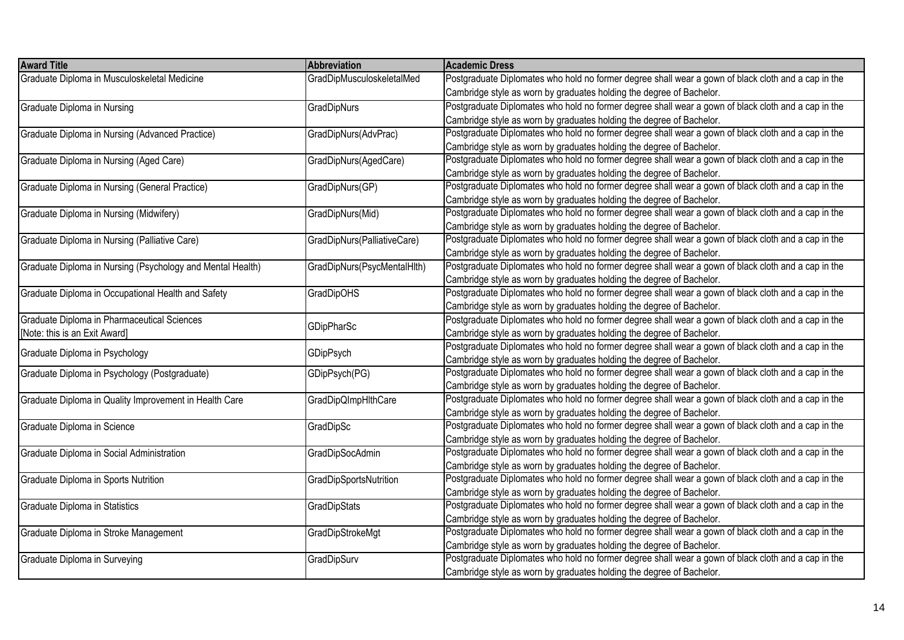| Award Title | Abbreviation | Academic Dress |
| --- | --- | --- |
| Graduate Diploma in Musculoskeletal Medicine | GradDipMusculoskeletalMed | Postgraduate Diplomates who hold no former degree shall wear a gown of black cloth and a cap in the Cambridge style as worn by graduates holding the degree of Bachelor. |
| Graduate Diploma in Nursing | GradDipNurs | Postgraduate Diplomates who hold no former degree shall wear a gown of black cloth and a cap in the Cambridge style as worn by graduates holding the degree of Bachelor. |
| Graduate Diploma in Nursing (Advanced Practice) | GradDipNurs(AdvPrac) | Postgraduate Diplomates who hold no former degree shall wear a gown of black cloth and a cap in the Cambridge style as worn by graduates holding the degree of Bachelor. |
| Graduate Diploma in Nursing (Aged Care) | GradDipNurs(AgedCare) | Postgraduate Diplomates who hold no former degree shall wear a gown of black cloth and a cap in the Cambridge style as worn by graduates holding the degree of Bachelor. |
| Graduate Diploma in Nursing (General Practice) | GradDipNurs(GP) | Postgraduate Diplomates who hold no former degree shall wear a gown of black cloth and a cap in the Cambridge style as worn by graduates holding the degree of Bachelor. |
| Graduate Diploma in Nursing (Midwifery) | GradDipNurs(Mid) | Postgraduate Diplomates who hold no former degree shall wear a gown of black cloth and a cap in the Cambridge style as worn by graduates holding the degree of Bachelor. |
| Graduate Diploma in Nursing (Palliative Care) | GradDipNurs(PalliativeCare) | Postgraduate Diplomates who hold no former degree shall wear a gown of black cloth and a cap in the Cambridge style as worn by graduates holding the degree of Bachelor. |
| Graduate Diploma in Nursing (Psychology and Mental Health) | GradDipNurs(PsycMentalHlth) | Postgraduate Diplomates who hold no former degree shall wear a gown of black cloth and a cap in the Cambridge style as worn by graduates holding the degree of Bachelor. |
| Graduate Diploma in Occupational Health and Safety | GradDipOHS | Postgraduate Diplomates who hold no former degree shall wear a gown of black cloth and a cap in the Cambridge style as worn by graduates holding the degree of Bachelor. |
| Graduate Diploma in Pharmaceutical Sciences [Note: this is an Exit Award] | GDipPharSc | Postgraduate Diplomates who hold no former degree shall wear a gown of black cloth and a cap in the Cambridge style as worn by graduates holding the degree of Bachelor. |
| Graduate Diploma in Psychology | GDipPsych | Postgraduate Diplomates who hold no former degree shall wear a gown of black cloth and a cap in the Cambridge style as worn by graduates holding the degree of Bachelor. |
| Graduate Diploma in Psychology (Postgraduate) | GDipPsych(PG) | Postgraduate Diplomates who hold no former degree shall wear a gown of black cloth and a cap in the Cambridge style as worn by graduates holding the degree of Bachelor. |
| Graduate Diploma in Quality Improvement in Health Care | GradDipQImpHlthCare | Postgraduate Diplomates who hold no former degree shall wear a gown of black cloth and a cap in the Cambridge style as worn by graduates holding the degree of Bachelor. |
| Graduate Diploma in Science | GradDipSc | Postgraduate Diplomates who hold no former degree shall wear a gown of black cloth and a cap in the Cambridge style as worn by graduates holding the degree of Bachelor. |
| Graduate Diploma in Social Administration | GradDipSocAdmin | Postgraduate Diplomates who hold no former degree shall wear a gown of black cloth and a cap in the Cambridge style as worn by graduates holding the degree of Bachelor. |
| Graduate Diploma in Sports Nutrition | GradDipSportsNutrition | Postgraduate Diplomates who hold no former degree shall wear a gown of black cloth and a cap in the Cambridge style as worn by graduates holding the degree of Bachelor. |
| Graduate Diploma in Statistics | GradDipStats | Postgraduate Diplomates who hold no former degree shall wear a gown of black cloth and a cap in the Cambridge style as worn by graduates holding the degree of Bachelor. |
| Graduate Diploma in Stroke Management | GradDipStrokeMgt | Postgraduate Diplomates who hold no former degree shall wear a gown of black cloth and a cap in the Cambridge style as worn by graduates holding the degree of Bachelor. |
| Graduate Diploma in Surveying | GradDipSurv | Postgraduate Diplomates who hold no former degree shall wear a gown of black cloth and a cap in the Cambridge style as worn by graduates holding the degree of Bachelor. |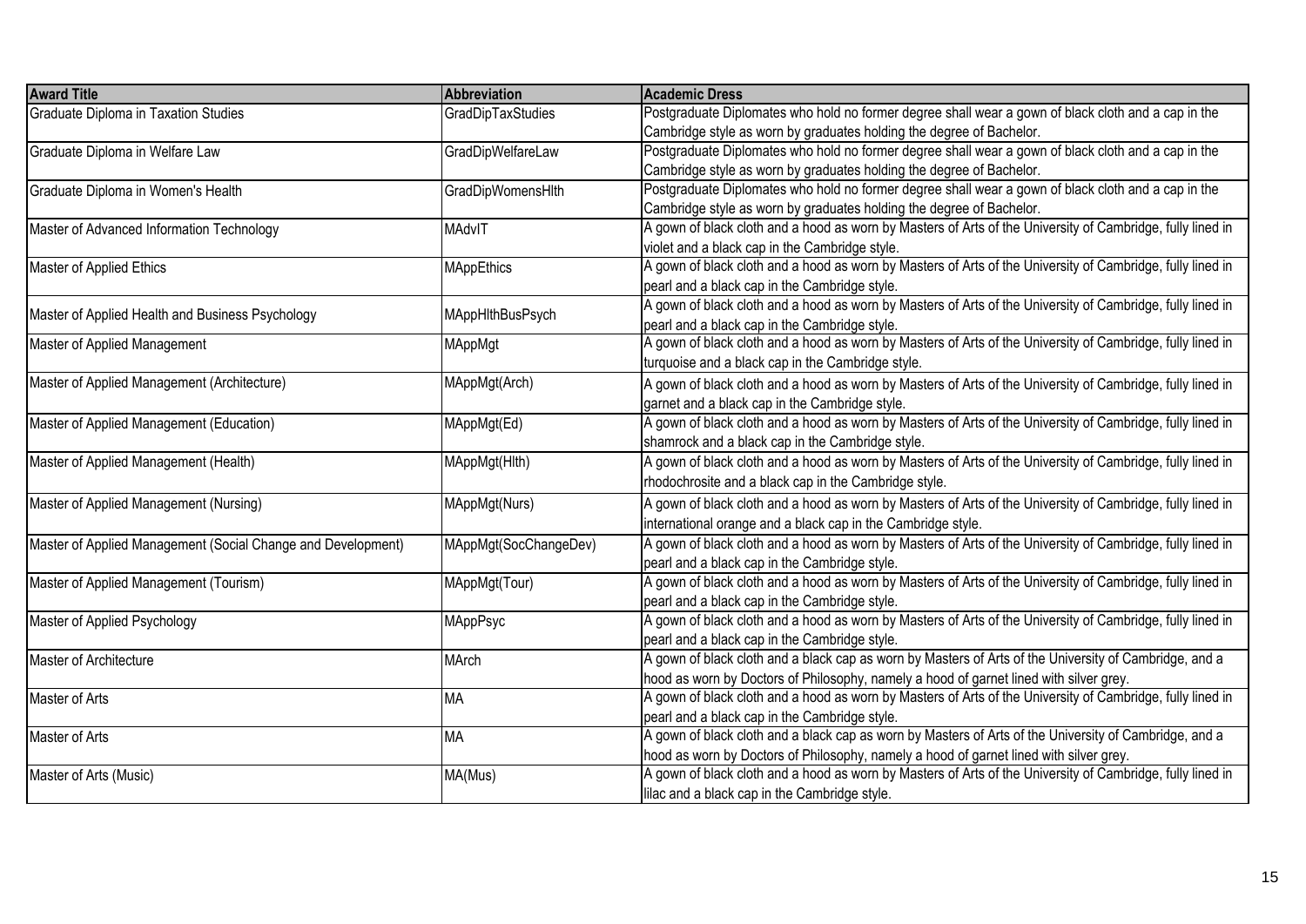| Award Title | Abbreviation | Academic Dress |
|---|---|---|
| Graduate Diploma in Taxation Studies | GradDipTaxStudies | Postgraduate Diplomates who hold no former degree shall wear a gown of black cloth and a cap in the Cambridge style as worn by graduates holding the degree of Bachelor. |
| Graduate Diploma in Welfare Law | GradDipWelfareLaw | Postgraduate Diplomates who hold no former degree shall wear a gown of black cloth and a cap in the Cambridge style as worn by graduates holding the degree of Bachelor. |
| Graduate Diploma in Women's Health | GradDipWomensHlth | Postgraduate Diplomates who hold no former degree shall wear a gown of black cloth and a cap in the Cambridge style as worn by graduates holding the degree of Bachelor. |
| Master of Advanced Information Technology | MAdvIT | A gown of black cloth and a hood as worn by Masters of Arts of the University of Cambridge, fully lined in violet and a black cap in the Cambridge style. |
| Master of Applied Ethics | MAppEthics | A gown of black cloth and a hood as worn by Masters of Arts of the University of Cambridge, fully lined in pearl and a black cap in the Cambridge style. |
| Master of Applied Health and Business Psychology | MAppHlthBusPsych | A gown of black cloth and a hood as worn by Masters of Arts of the University of Cambridge, fully lined in pearl and a black cap in the Cambridge style. |
| Master of Applied Management | MAppMgt | A gown of black cloth and a hood as worn by Masters of Arts of the University of Cambridge, fully lined in turquoise and a black cap in the Cambridge style. |
| Master of Applied Management (Architecture) | MAppMgt(Arch) | A gown of black cloth and a hood as worn by Masters of Arts of the University of Cambridge, fully lined in garnet and a black cap in the Cambridge style. |
| Master of Applied Management (Education) | MAppMgt(Ed) | A gown of black cloth and a hood as worn by Masters of Arts of the University of Cambridge, fully lined in shamrock and a black cap in the Cambridge style. |
| Master of Applied Management (Health) | MAppMgt(Hlth) | A gown of black cloth and a hood as worn by Masters of Arts of the University of Cambridge, fully lined in rhodochrosite and a black cap in the Cambridge style. |
| Master of Applied Management (Nursing) | MAppMgt(Nurs) | A gown of black cloth and a hood as worn by Masters of Arts of the University of Cambridge, fully lined in international orange and a black cap in the Cambridge style. |
| Master of Applied Management (Social Change and Development) | MAppMgt(SocChangeDev) | A gown of black cloth and a hood as worn by Masters of Arts of the University of Cambridge, fully lined in pearl and a black cap in the Cambridge style. |
| Master of Applied Management (Tourism) | MAppMgt(Tour) | A gown of black cloth and a hood as worn by Masters of Arts of the University of Cambridge, fully lined in pearl and a black cap in the Cambridge style. |
| Master of Applied Psychology | MAppPsyc | A gown of black cloth and a hood as worn by Masters of Arts of the University of Cambridge, fully lined in pearl and a black cap in the Cambridge style. |
| Master of Architecture | MArch | A gown of black cloth and a black cap as worn by Masters of Arts of the University of Cambridge, and a hood as worn by Doctors of Philosophy, namely a hood of garnet lined with silver grey. |
| Master of Arts | MA | A gown of black cloth and a hood as worn by Masters of Arts of the University of Cambridge, fully lined in pearl and a black cap in the Cambridge style. |
| Master of Arts | MA | A gown of black cloth and a black cap as worn by Masters of Arts of the University of Cambridge, and a hood as worn by Doctors of Philosophy, namely a hood of garnet lined with silver grey. |
| Master of Arts (Music) | MA(Mus) | A gown of black cloth and a hood as worn by Masters of Arts of the University of Cambridge, fully lined in lilac and a black cap in the Cambridge style. |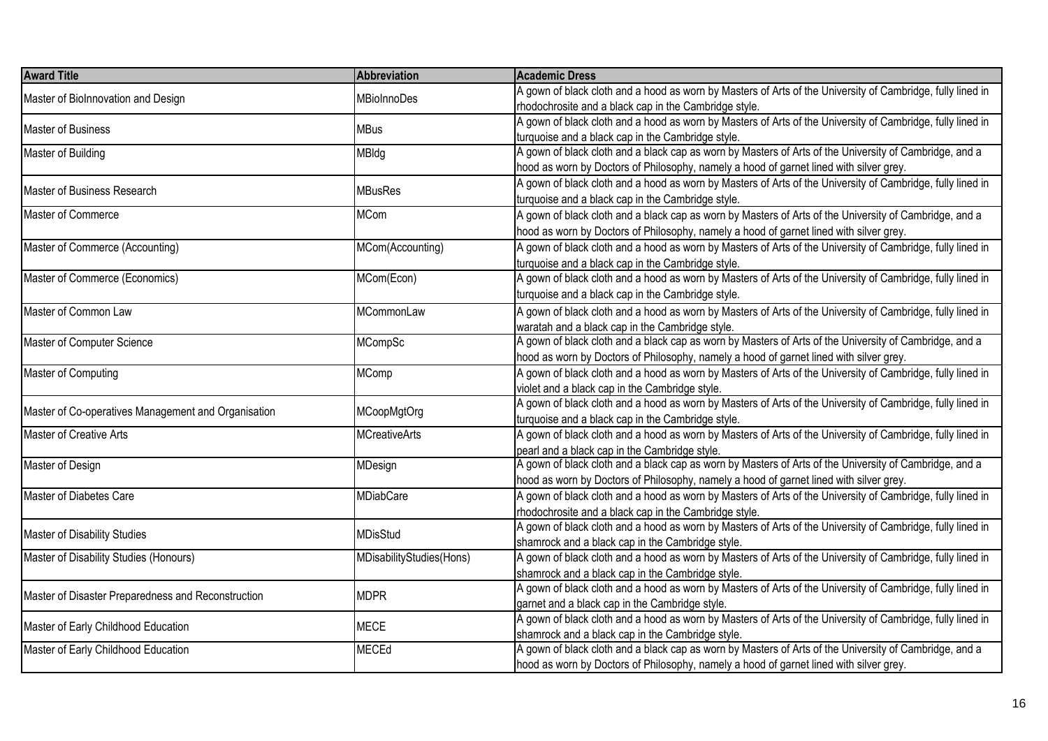| Award Title | Abbreviation | Academic Dress |
|---|---|---|
| Master of BioInnovation and Design | MBioInnoDes | A gown of black cloth and a hood as worn by Masters of Arts of the University of Cambridge, fully lined in rhodochrosite and a black cap in the Cambridge style. |
| Master of Business | MBus | A gown of black cloth and a hood as worn by Masters of Arts of the University of Cambridge, fully lined in turquoise and a black cap in the Cambridge style. |
| Master of Building | MBldg | A gown of black cloth and a black cap as worn by Masters of Arts of the University of Cambridge, and a hood as worn by Doctors of Philosophy, namely a hood of garnet lined with silver grey. |
| Master of Business Research | MBusRes | A gown of black cloth and a hood as worn by Masters of Arts of the University of Cambridge, fully lined in turquoise and a black cap in the Cambridge style. |
| Master of Commerce | MCom | A gown of black cloth and a black cap as worn by Masters of Arts of the University of Cambridge, and a hood as worn by Doctors of Philosophy, namely a hood of garnet lined with silver grey. |
| Master of Commerce (Accounting) | MCom(Accounting) | A gown of black cloth and a hood as worn by Masters of Arts of the University of Cambridge, fully lined in turquoise and a black cap in the Cambridge style. |
| Master of Commerce (Economics) | MCom(Econ) | A gown of black cloth and a hood as worn by Masters of Arts of the University of Cambridge, fully lined in turquoise and a black cap in the Cambridge style. |
| Master of Common Law | MCommonLaw | A gown of black cloth and a hood as worn by Masters of Arts of the University of Cambridge, fully lined in waratah and a black cap in the Cambridge style. |
| Master of Computer Science | MCompSc | A gown of black cloth and a black cap as worn by Masters of Arts of the University of Cambridge, and a hood as worn by Doctors of Philosophy, namely a hood of garnet lined with silver grey. |
| Master of Computing | MComp | A gown of black cloth and a hood as worn by Masters of Arts of the University of Cambridge, fully lined in violet and a black cap in the Cambridge style. |
| Master of Co-operatives Management and Organisation | MCoopMgtOrg | A gown of black cloth and a hood as worn by Masters of Arts of the University of Cambridge, fully lined in turquoise and a black cap in the Cambridge style. |
| Master of Creative Arts | MCreativeArts | A gown of black cloth and a hood as worn by Masters of Arts of the University of Cambridge, fully lined in pearl and a black cap in the Cambridge style. |
| Master of Design | MDesign | A gown of black cloth and a black cap as worn by Masters of Arts of the University of Cambridge, and a hood as worn by Doctors of Philosophy, namely a hood of garnet lined with silver grey. |
| Master of Diabetes Care | MDiabCare | A gown of black cloth and a hood as worn by Masters of Arts of the University of Cambridge, fully lined in rhodochrosite and a black cap in the Cambridge style. |
| Master of Disability Studies | MDisStud | A gown of black cloth and a hood as worn by Masters of Arts of the University of Cambridge, fully lined in shamrock and a black cap in the Cambridge style. |
| Master of Disability Studies (Honours) | MDisabilityStudies(Hons) | A gown of black cloth and a hood as worn by Masters of Arts of the University of Cambridge, fully lined in shamrock and a black cap in the Cambridge style. |
| Master of Disaster Preparedness and Reconstruction | MDPR | A gown of black cloth and a hood as worn by Masters of Arts of the University of Cambridge, fully lined in garnet and a black cap in the Cambridge style. |
| Master of Early Childhood Education | MECE | A gown of black cloth and a hood as worn by Masters of Arts of the University of Cambridge, fully lined in shamrock and a black cap in the Cambridge style. |
| Master of Early Childhood Education | MECEd | A gown of black cloth and a black cap as worn by Masters of Arts of the University of Cambridge, and a hood as worn by Doctors of Philosophy, namely a hood of garnet lined with silver grey. |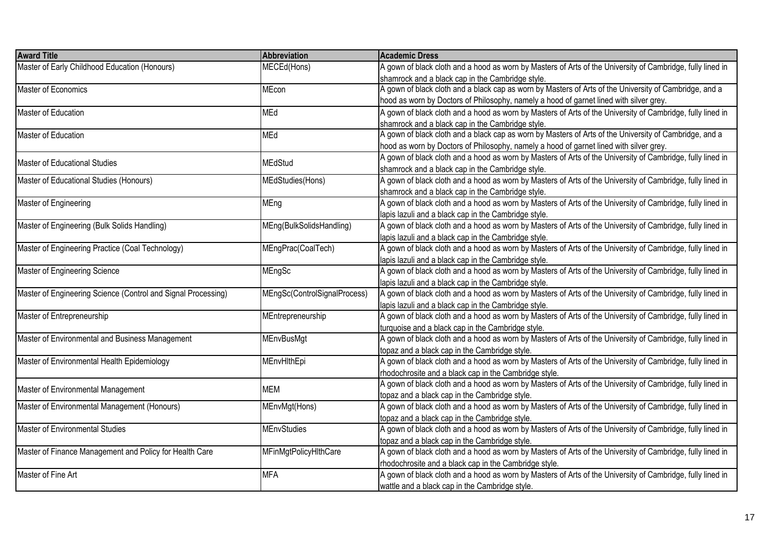| Award Title | Abbreviation | Academic Dress |
| --- | --- | --- |
| Master of Early Childhood Education (Honours) | MECEd(Hons) | A gown of black cloth and a hood as worn by Masters of Arts of the University of Cambridge, fully lined in shamrock and a black cap in the Cambridge style. |
| Master of Economics | MEcon | A gown of black cloth and a black cap as worn by Masters of Arts of the University of Cambridge, and a hood as worn by Doctors of Philosophy, namely a hood of garnet lined with silver grey. |
| Master of Education | MEd | A gown of black cloth and a hood as worn by Masters of Arts of the University of Cambridge, fully lined in shamrock and a black cap in the Cambridge style. |
| Master of Education | MEd | A gown of black cloth and a black cap as worn by Masters of Arts of the University of Cambridge, and a hood as worn by Doctors of Philosophy, namely a hood of garnet lined with silver grey. |
| Master of Educational Studies | MEdStud | A gown of black cloth and a hood as worn by Masters of Arts of the University of Cambridge, fully lined in shamrock and a black cap in the Cambridge style. |
| Master of Educational Studies (Honours) | MEdStudies(Hons) | A gown of black cloth and a hood as worn by Masters of Arts of the University of Cambridge, fully lined in shamrock and a black cap in the Cambridge style. |
| Master of Engineering | MEng | A gown of black cloth and a hood as worn by Masters of Arts of the University of Cambridge, fully lined in lapis lazuli and a black cap in the Cambridge style. |
| Master of Engineering (Bulk Solids Handling) | MEng(BulkSolidsHandling) | A gown of black cloth and a hood as worn by Masters of Arts of the University of Cambridge, fully lined in lapis lazuli and a black cap in the Cambridge style. |
| Master of Engineering Practice (Coal Technology) | MEngPrac(CoalTech) | A gown of black cloth and a hood as worn by Masters of Arts of the University of Cambridge, fully lined in lapis lazuli and a black cap in the Cambridge style. |
| Master of Engineering Science | MEngSc | A gown of black cloth and a hood as worn by Masters of Arts of the University of Cambridge, fully lined in lapis lazuli and a black cap in the Cambridge style. |
| Master of Engineering Science (Control and Signal Processing) | MEngSc(ControlSignalProcess) | A gown of black cloth and a hood as worn by Masters of Arts of the University of Cambridge, fully lined in lapis lazuli and a black cap in the Cambridge style. |
| Master of Entrepreneurship | MEntrepreneurship | A gown of black cloth and a hood as worn by Masters of Arts of the University of Cambridge, fully lined in turquoise and a black cap in the Cambridge style. |
| Master of Environmental and Business Management | MEnvBusMgt | A gown of black cloth and a hood as worn by Masters of Arts of the University of Cambridge, fully lined in topaz and a black cap in the Cambridge style. |
| Master of Environmental Health Epidemiology | MEnvHlthEpi | A gown of black cloth and a hood as worn by Masters of Arts of the University of Cambridge, fully lined in rhodochrosite and a black cap in the Cambridge style. |
| Master of Environmental Management | MEM | A gown of black cloth and a hood as worn by Masters of Arts of the University of Cambridge, fully lined in topaz and a black cap in the Cambridge style. |
| Master of Environmental Management (Honours) | MEnvMgt(Hons) | A gown of black cloth and a hood as worn by Masters of Arts of the University of Cambridge, fully lined in topaz and a black cap in the Cambridge style. |
| Master of Environmental Studies | MEnvStudies | A gown of black cloth and a hood as worn by Masters of Arts of the University of Cambridge, fully lined in topaz and a black cap in the Cambridge style. |
| Master of Finance Management and Policy for Health Care | MFinMgtPolicyHlthCare | A gown of black cloth and a hood as worn by Masters of Arts of the University of Cambridge, fully lined in rhodochrosite and a black cap in the Cambridge style. |
| Master of Fine Art | MFA | A gown of black cloth and a hood as worn by Masters of Arts of the University of Cambridge, fully lined in wattle and a black cap in the Cambridge style. |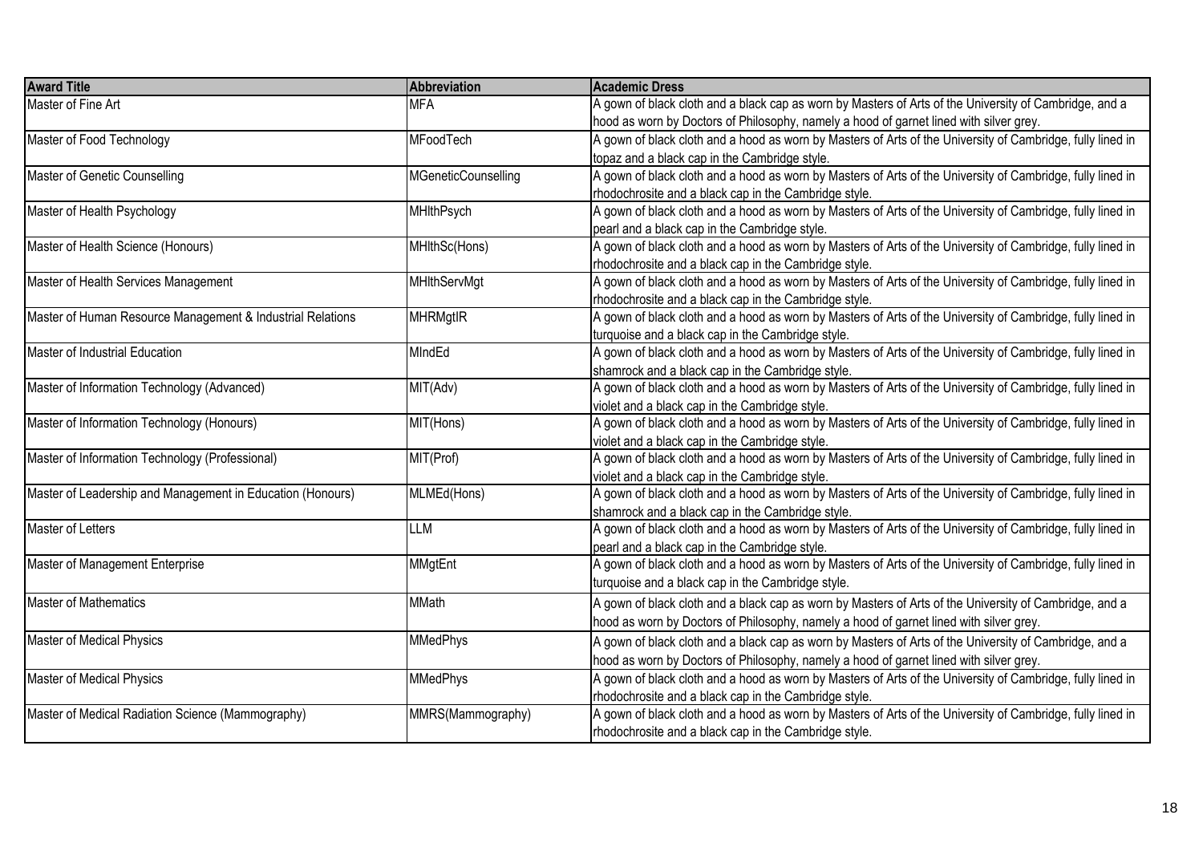| Award Title | Abbreviation | Academic Dress |
|---|---|---|
| Master of Fine Art | MFA | A gown of black cloth and a black cap as worn by Masters of Arts of the University of Cambridge, and a hood as worn by Doctors of Philosophy, namely a hood of garnet lined with silver grey. |
| Master of Food Technology | MFoodTech | A gown of black cloth and a hood as worn by Masters of Arts of the University of Cambridge, fully lined in topaz and a black cap in the Cambridge style. |
| Master of Genetic Counselling | MGeneticCounselling | A gown of black cloth and a hood as worn by Masters of Arts of the University of Cambridge, fully lined in rhodochrosite and a black cap in the Cambridge style. |
| Master of Health Psychology | MHlthPsych | A gown of black cloth and a hood as worn by Masters of Arts of the University of Cambridge, fully lined in pearl and a black cap in the Cambridge style. |
| Master of Health Science (Honours) | MHlthSc(Hons) | A gown of black cloth and a hood as worn by Masters of Arts of the University of Cambridge, fully lined in rhodochrosite and a black cap in the Cambridge style. |
| Master of Health Services Management | MHlthServMgt | A gown of black cloth and a hood as worn by Masters of Arts of the University of Cambridge, fully lined in rhodochrosite and a black cap in the Cambridge style. |
| Master of Human Resource Management & Industrial Relations | MHRMgtIR | A gown of black cloth and a hood as worn by Masters of Arts of the University of Cambridge, fully lined in turquoise and a black cap in the Cambridge style. |
| Master of Industrial Education | MIndEd | A gown of black cloth and a hood as worn by Masters of Arts of the University of Cambridge, fully lined in shamrock and a black cap in the Cambridge style. |
| Master of Information Technology (Advanced) | MIT(Adv) | A gown of black cloth and a hood as worn by Masters of Arts of the University of Cambridge, fully lined in violet and a black cap in the Cambridge style. |
| Master of Information Technology (Honours) | MIT(Hons) | A gown of black cloth and a hood as worn by Masters of Arts of the University of Cambridge, fully lined in violet and a black cap in the Cambridge style. |
| Master of Information Technology (Professional) | MIT(Prof) | A gown of black cloth and a hood as worn by Masters of Arts of the University of Cambridge, fully lined in violet and a black cap in the Cambridge style. |
| Master of Leadership and Management in Education (Honours) | MLMEd(Hons) | A gown of black cloth and a hood as worn by Masters of Arts of the University of Cambridge, fully lined in shamrock and a black cap in the Cambridge style. |
| Master of Letters | LLM | A gown of black cloth and a hood as worn by Masters of Arts of the University of Cambridge, fully lined in pearl and a black cap in the Cambridge style. |
| Master of Management Enterprise | MMgtEnt | A gown of black cloth and a hood as worn by Masters of Arts of the University of Cambridge, fully lined in turquoise and a black cap in the Cambridge style. |
| Master of Mathematics | MMath | A gown of black cloth and a black cap as worn by Masters of Arts of the University of Cambridge, and a hood as worn by Doctors of Philosophy, namely a hood of garnet lined with silver grey. |
| Master of Medical Physics | MMedPhys | A gown of black cloth and a black cap as worn by Masters of Arts of the University of Cambridge, and a hood as worn by Doctors of Philosophy, namely a hood of garnet lined with silver grey. |
| Master of Medical Physics | MMedPhys | A gown of black cloth and a hood as worn by Masters of Arts of the University of Cambridge, fully lined in rhodochrosite and a black cap in the Cambridge style. |
| Master of Medical Radiation Science (Mammography) | MMRS(Mammography) | A gown of black cloth and a hood as worn by Masters of Arts of the University of Cambridge, fully lined in rhodochrosite and a black cap in the Cambridge style. |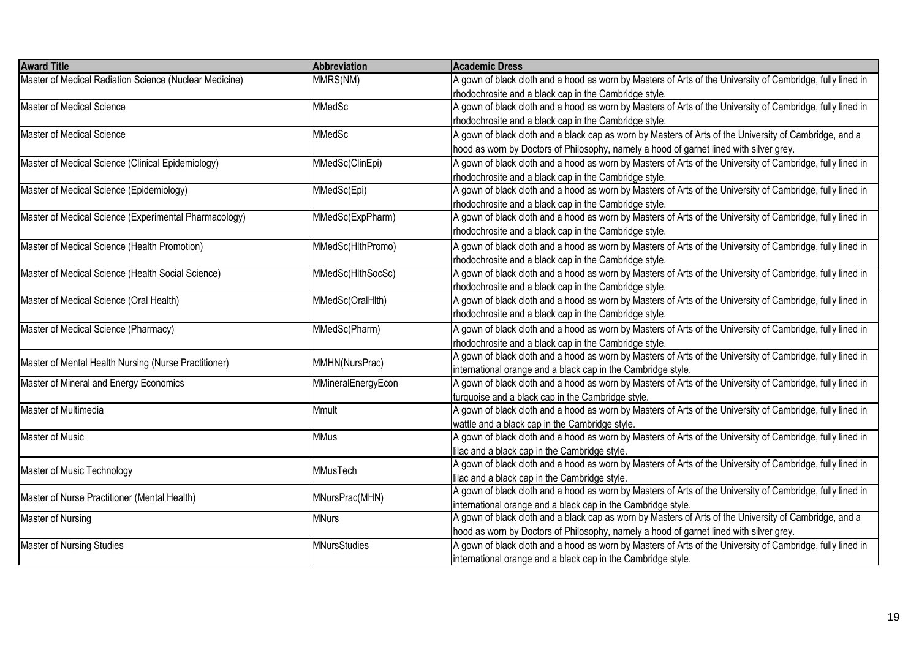| Award Title | Abbreviation | Academic Dress |
|---|---|---|
| Master of Medical Radiation Science (Nuclear Medicine) | MMRS(NM) | A gown of black cloth and a hood as worn by Masters of Arts of the University of Cambridge, fully lined in rhodochrosite and a black cap in the Cambridge style. |
| Master of Medical Science | MMedSc | A gown of black cloth and a hood as worn by Masters of Arts of the University of Cambridge, fully lined in rhodochrosite and a black cap in the Cambridge style. |
| Master of Medical Science | MMedSc | A gown of black cloth and a black cap as worn by Masters of Arts of the University of Cambridge, and a hood as worn by Doctors of Philosophy, namely a hood of garnet lined with silver grey. |
| Master of Medical Science (Clinical Epidemiology) | MMedSc(ClinEpi) | A gown of black cloth and a hood as worn by Masters of Arts of the University of Cambridge, fully lined in rhodochrosite and a black cap in the Cambridge style. |
| Master of Medical Science (Epidemiology) | MMedSc(Epi) | A gown of black cloth and a hood as worn by Masters of Arts of the University of Cambridge, fully lined in rhodochrosite and a black cap in the Cambridge style. |
| Master of Medical Science (Experimental Pharmacology) | MMedSc(ExpPharm) | A gown of black cloth and a hood as worn by Masters of Arts of the University of Cambridge, fully lined in rhodochrosite and a black cap in the Cambridge style. |
| Master of Medical Science (Health Promotion) | MMedSc(HlthPromo) | A gown of black cloth and a hood as worn by Masters of Arts of the University of Cambridge, fully lined in rhodochrosite and a black cap in the Cambridge style. |
| Master of Medical Science (Health Social Science) | MMedSc(HlthSocSc) | A gown of black cloth and a hood as worn by Masters of Arts of the University of Cambridge, fully lined in rhodochrosite and a black cap in the Cambridge style. |
| Master of Medical Science (Oral Health) | MMedSc(OralHlth) | A gown of black cloth and a hood as worn by Masters of Arts of the University of Cambridge, fully lined in rhodochrosite and a black cap in the Cambridge style. |
| Master of Medical Science (Pharmacy) | MMedSc(Pharm) | A gown of black cloth and a hood as worn by Masters of Arts of the University of Cambridge, fully lined in rhodochrosite and a black cap in the Cambridge style. |
| Master of Mental Health Nursing (Nurse Practitioner) | MMHN(NursPrac) | A gown of black cloth and a hood as worn by Masters of Arts of the University of Cambridge, fully lined in international orange and a black cap in the Cambridge style. |
| Master of Mineral and Energy Economics | MMineralEnergyEcon | A gown of black cloth and a hood as worn by Masters of Arts of the University of Cambridge, fully lined in turquoise and a black cap in the Cambridge style. |
| Master of Multimedia | Mmult | A gown of black cloth and a hood as worn by Masters of Arts of the University of Cambridge, fully lined in wattle and a black cap in the Cambridge style. |
| Master of Music | MMus | A gown of black cloth and a hood as worn by Masters of Arts of the University of Cambridge, fully lined in lilac and a black cap in the Cambridge style. |
| Master of Music Technology | MMusTech | A gown of black cloth and a hood as worn by Masters of Arts of the University of Cambridge, fully lined in lilac and a black cap in the Cambridge style. |
| Master of Nurse Practitioner (Mental Health) | MNursPrac(MHN) | A gown of black cloth and a hood as worn by Masters of Arts of the University of Cambridge, fully lined in international orange and a black cap in the Cambridge style. |
| Master of Nursing | MNurs | A gown of black cloth and a black cap as worn by Masters of Arts of the University of Cambridge, and a hood as worn by Doctors of Philosophy, namely a hood of garnet lined with silver grey. |
| Master of Nursing Studies | MNursStudies | A gown of black cloth and a hood as worn by Masters of Arts of the University of Cambridge, fully lined in international orange and a black cap in the Cambridge style. |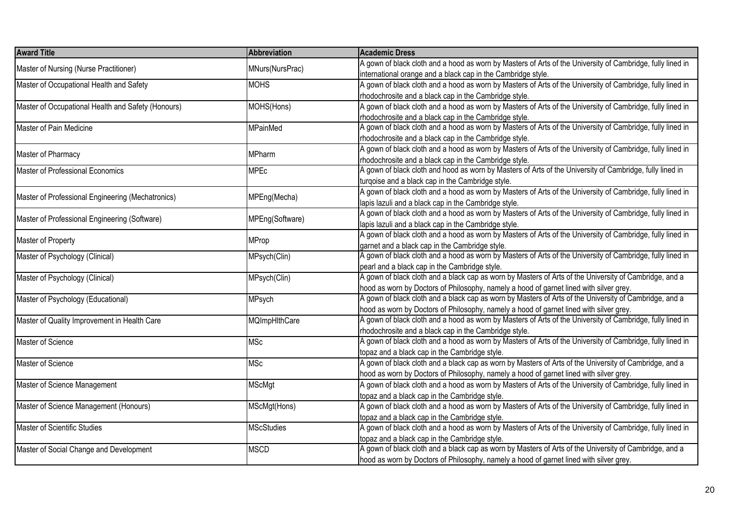| Award Title | Abbreviation | Academic Dress |
|---|---|---|
| Master of Nursing (Nurse Practitioner) | MNurs(NursPrac) | A gown of black cloth and a hood as worn by Masters of Arts of the University of Cambridge, fully lined in international orange and a black cap in the Cambridge style. |
| Master of Occupational Health and Safety | MOHS | A gown of black cloth and a hood as worn by Masters of Arts of the University of Cambridge, fully lined in rhodochrosite and a black cap in the Cambridge style. |
| Master of Occupational Health and Safety (Honours) | MOHS(Hons) | A gown of black cloth and a hood as worn by Masters of Arts of the University of Cambridge, fully lined in rhodochrosite and a black cap in the Cambridge style. |
| Master of Pain Medicine | MPainMed | A gown of black cloth and a hood as worn by Masters of Arts of the University of Cambridge, fully lined in rhodochrosite and a black cap in the Cambridge style. |
| Master of Pharmacy | MPharm | A gown of black cloth and a hood as worn by Masters of Arts of the University of Cambridge, fully lined in rhodochrosite and a black cap in the Cambridge style. |
| Master of Professional Economics | MPEc | A gown of black cloth and hood as worn by Masters of Arts of the University of Cambridge, fully lined in turqoise and a black cap in the Cambridge style. |
| Master of Professional Engineering (Mechatronics) | MPEng(Mecha) | A gown of black cloth and a hood as worn by Masters of Arts of the University of Cambridge, fully lined in lapis lazuli and a black cap in the Cambridge style. |
| Master of Professional Engineering (Software) | MPEng(Software) | A gown of black cloth and a hood as worn by Masters of Arts of the University of Cambridge, fully lined in lapis lazuli and a black cap in the Cambridge style. |
| Master of Property | MProp | A gown of black cloth and a hood as worn by Masters of Arts of the University of Cambridge, fully lined in garnet and a black cap in the Cambridge style. |
| Master of Psychology (Clinical) | MPsych(Clin) | A gown of black cloth and a hood as worn by Masters of Arts of the University of Cambridge, fully lined in pearl and a black cap in the Cambridge style. |
| Master of Psychology (Clinical) | MPsych(Clin) | A gown of black cloth and a black cap as worn by Masters of Arts of the University of Cambridge, and a hood as worn by Doctors of Philosophy, namely a hood of garnet lined with silver grey. |
| Master of Psychology (Educational) | MPsych | A gown of black cloth and a black cap as worn by Masters of Arts of the University of Cambridge, and a hood as worn by Doctors of Philosophy, namely a hood of garnet lined with silver grey. |
| Master of Quality Improvement in Health Care | MQImpHlthCare | A gown of black cloth and a hood as worn by Masters of Arts of the University of Cambridge, fully lined in rhodochrosite and a black cap in the Cambridge style. |
| Master of Science | MSc | A gown of black cloth and a hood as worn by Masters of Arts of the University of Cambridge, fully lined in topaz and a black cap in the Cambridge style. |
| Master of Science | MSc | A gown of black cloth and a black cap as worn by Masters of Arts of the University of Cambridge, and a hood as worn by Doctors of Philosophy, namely a hood of garnet lined with silver grey. |
| Master of Science Management | MScMgt | A gown of black cloth and a hood as worn by Masters of Arts of the University of Cambridge, fully lined in topaz and a black cap in the Cambridge style. |
| Master of Science Management (Honours) | MScMgt(Hons) | A gown of black cloth and a hood as worn by Masters of Arts of the University of Cambridge, fully lined in topaz and a black cap in the Cambridge style. |
| Master of Scientific Studies | MScStudies | A gown of black cloth and a hood as worn by Masters of Arts of the University of Cambridge, fully lined in topaz and a black cap in the Cambridge style. |
| Master of Social Change and Development | MSCD | A gown of black cloth and a black cap as worn by Masters of Arts of the University of Cambridge, and a hood as worn by Doctors of Philosophy, namely a hood of garnet lined with silver grey. |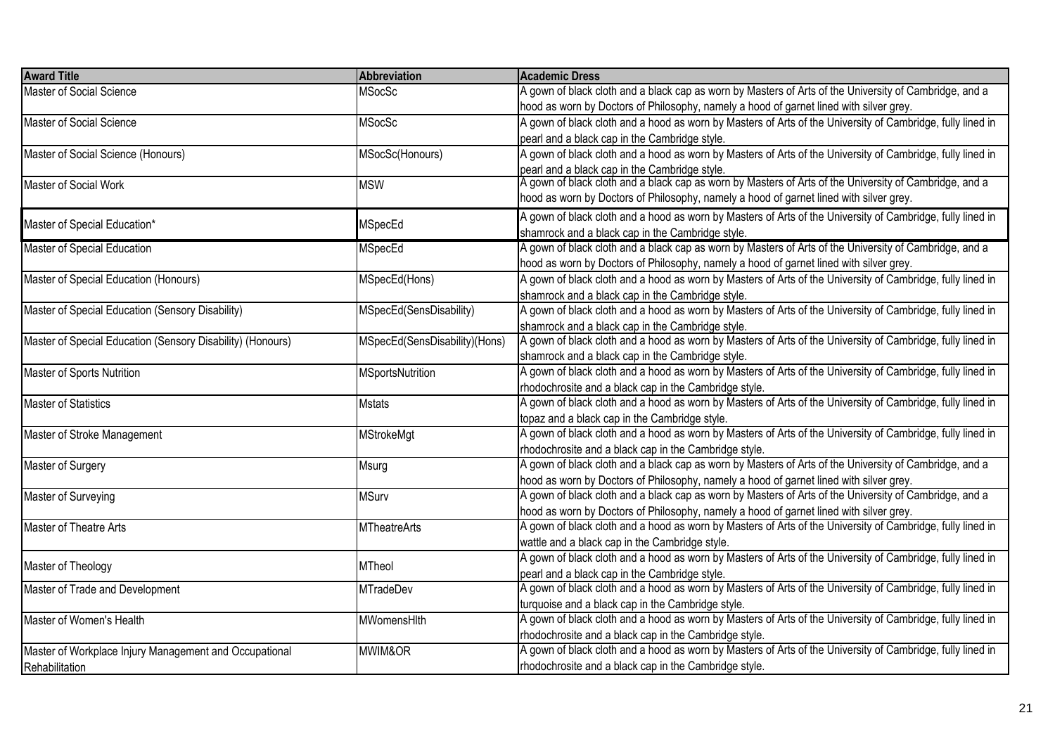| Award Title | Abbreviation | Academic Dress |
| --- | --- | --- |
| Master of Social Science | MSocSc | A gown of black cloth and a black cap as worn by Masters of Arts of the University of Cambridge, and a hood as worn by Doctors of Philosophy, namely a hood of garnet lined with silver grey. |
| Master of Social Science | MSocSc | A gown of black cloth and a hood as worn by Masters of Arts of the University of Cambridge, fully lined in pearl and a black cap in the Cambridge style. |
| Master of Social Science (Honours) | MSocSc(Honours) | A gown of black cloth and a hood as worn by Masters of Arts of the University of Cambridge, fully lined in pearl and a black cap in the Cambridge style. |
| Master of Social Work | MSW | A gown of black cloth and a black cap as worn by Masters of Arts of the University of Cambridge, and a hood as worn by Doctors of Philosophy, namely a hood of garnet lined with silver grey. |
| Master of Special Education* | MSpecEd | A gown of black cloth and a hood as worn by Masters of Arts of the University of Cambridge, fully lined in shamrock and a black cap in the Cambridge style. |
| Master of Special Education | MSpecEd | A gown of black cloth and a black cap as worn by Masters of Arts of the University of Cambridge, and a hood as worn by Doctors of Philosophy, namely a hood of garnet lined with silver grey. |
| Master of Special Education (Honours) | MSpecEd(Hons) | A gown of black cloth and a hood as worn by Masters of Arts of the University of Cambridge, fully lined in shamrock and a black cap in the Cambridge style. |
| Master of Special Education (Sensory Disability) | MSpecEd(SensDisability) | A gown of black cloth and a hood as worn by Masters of Arts of the University of Cambridge, fully lined in shamrock and a black cap in the Cambridge style. |
| Master of Special Education (Sensory Disability) (Honours) | MSpecEd(SensDisability)(Hons) | A gown of black cloth and a hood as worn by Masters of Arts of the University of Cambridge, fully lined in shamrock and a black cap in the Cambridge style. |
| Master of Sports Nutrition | MSportsNutrition | A gown of black cloth and a hood as worn by Masters of Arts of the University of Cambridge, fully lined in rhodochrosite and a black cap in the Cambridge style. |
| Master of Statistics | Mstats | A gown of black cloth and a hood as worn by Masters of Arts of the University of Cambridge, fully lined in topaz and a black cap in the Cambridge style. |
| Master of Stroke Management | MStrokeMgt | A gown of black cloth and a hood as worn by Masters of Arts of the University of Cambridge, fully lined in rhodochrosite and a black cap in the Cambridge style. |
| Master of Surgery | Msurg | A gown of black cloth and a black cap as worn by Masters of Arts of the University of Cambridge, and a hood as worn by Doctors of Philosophy, namely a hood of garnet lined with silver grey. |
| Master of Surveying | MSurv | A gown of black cloth and a black cap as worn by Masters of Arts of the University of Cambridge, and a hood as worn by Doctors of Philosophy, namely a hood of garnet lined with silver grey. |
| Master of Theatre Arts | MTheatreArts | A gown of black cloth and a hood as worn by Masters of Arts of the University of Cambridge, fully lined in wattle and a black cap in the Cambridge style. |
| Master of Theology | MTheol | A gown of black cloth and a hood as worn by Masters of Arts of the University of Cambridge, fully lined in pearl and a black cap in the Cambridge style. |
| Master of Trade and Development | MTradeDev | A gown of black cloth and a hood as worn by Masters of Arts of the University of Cambridge, fully lined in turquoise and a black cap in the Cambridge style. |
| Master of Women's Health | MWomensHlth | A gown of black cloth and a hood as worn by Masters of Arts of the University of Cambridge, fully lined in rhodochrosite and a black cap in the Cambridge style. |
| Master of Workplace Injury Management and Occupational Rehabilitation | MWIM&OR | A gown of black cloth and a hood as worn by Masters of Arts of the University of Cambridge, fully lined in rhodochrosite and a black cap in the Cambridge style. |